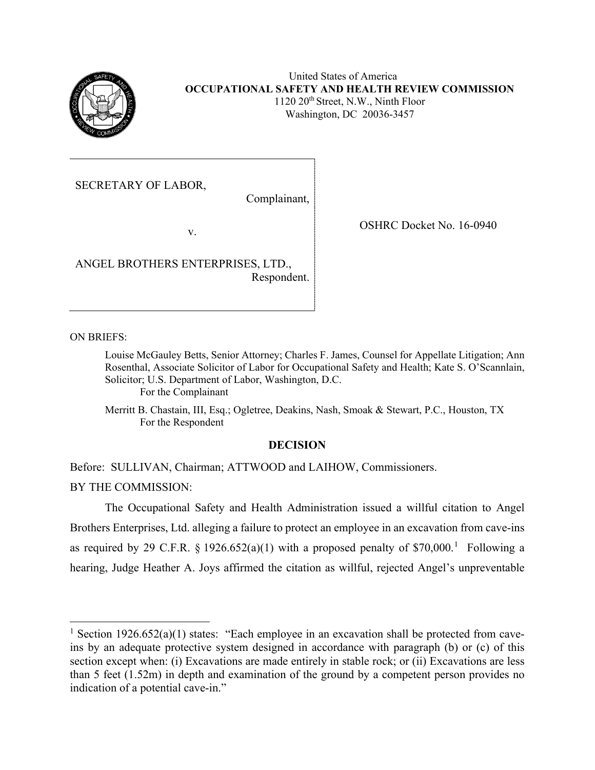United States of America
**OCCUPATIONAL SAFETY AND HEALTH REVIEW COMMISSION**
1120 20th Street, N.W., Ninth Floor
Washington, DC 20036-3457

SECRETARY OF LABOR,
Complainant,

v.

ANGEL BROTHERS ENTERPRISES, LTD.,
Respondent.

OSHRC Docket No. 16-0940

ON BRIEFS:

Louise McGauley Betts, Senior Attorney; Charles F. James, Counsel for Appellate Litigation; Ann Rosenthal, Associate Solicitor of Labor for Occupational Safety and Health; Kate S. O'Scannlain, Solicitor; U.S. Department of Labor, Washington, D.C.
For the Complainant

Merritt B. Chastain, III, Esq.; Ogletree, Deakins, Nash, Smoak & Stewart, P.C., Houston, TX
For the Respondent

**DECISION**

Before: SULLIVAN, Chairman; ATTWOOD and LAIHOW, Commissioners.

BY THE COMMISSION:

The Occupational Safety and Health Administration issued a willful citation to Angel Brothers Enterprises, Ltd. alleging a failure to protect an employee in an excavation from cave-ins as required by 29 C.F.R. § 1926.652(a)(1) with a proposed penalty of $70,000.[1] Following a hearing, Judge Heather A. Joys affirmed the citation as willful, rejected Angel's unpreventable

---

[1] Section 1926.652(a)(1) states: "Each employee in an excavation shall be protected from cave-ins by an adequate protective system designed in accordance with paragraph (b) or (c) of this section except when: (i) Excavations are made entirely in stable rock; or (ii) Excavations are less than 5 feet (1.52m) in depth and examination of the ground by a competent person provides no indication of a potential cave-in."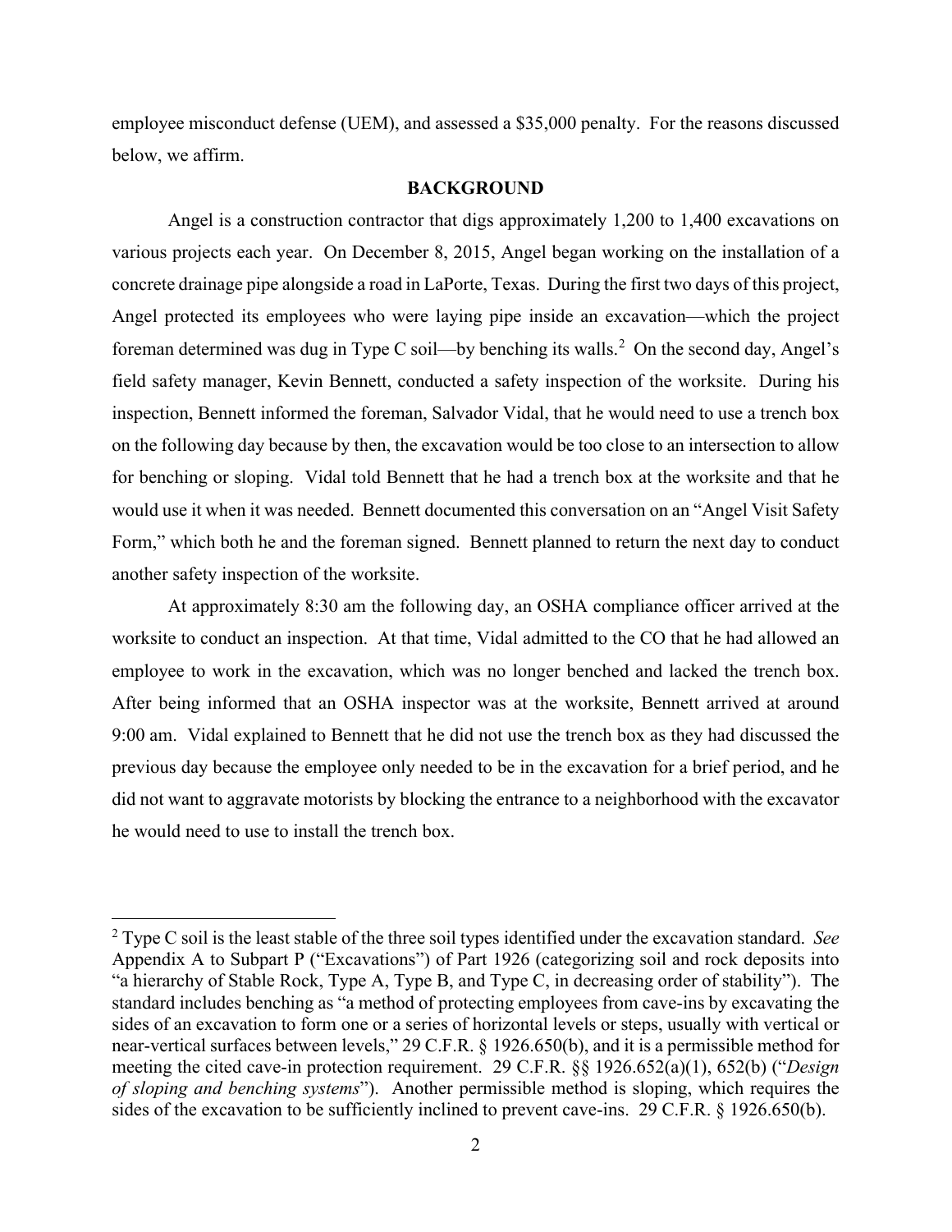employee misconduct defense (UEM), and assessed a $35,000 penalty. For the reasons discussed below, we affirm.

## BACKGROUND

Angel is a construction contractor that digs approximately 1,200 to 1,400 excavations on various projects each year. On December 8, 2015, Angel began working on the installation of a concrete drainage pipe alongside a road in LaPorte, Texas. During the first two days of this project, Angel protected its employees who were laying pipe inside an excavation—which the project foreman determined was dug in Type C soil—by benching its walls.[2] On the second day, Angel's field safety manager, Kevin Bennett, conducted a safety inspection of the worksite. During his inspection, Bennett informed the foreman, Salvador Vidal, that he would need to use a trench box on the following day because by then, the excavation would be too close to an intersection to allow for benching or sloping. Vidal told Bennett that he had a trench box at the worksite and that he would use it when it was needed. Bennett documented this conversation on an "Angel Visit Safety Form," which both he and the foreman signed. Bennett planned to return the next day to conduct another safety inspection of the worksite.

At approximately 8:30 am the following day, an OSHA compliance officer arrived at the worksite to conduct an inspection. At that time, Vidal admitted to the CO that he had allowed an employee to work in the excavation, which was no longer benched and lacked the trench box. After being informed that an OSHA inspector was at the worksite, Bennett arrived at around 9:00 am. Vidal explained to Bennett that he did not use the trench box as they had discussed the previous day because the employee only needed to be in the excavation for a brief period, and he did not want to aggravate motorists by blocking the entrance to a neighborhood with the excavator he would need to use to install the trench box.

---

[2] Type C soil is the least stable of the three soil types identified under the excavation standard. *See* Appendix A to Subpart P ("Excavations") of Part 1926 (categorizing soil and rock deposits into "a hierarchy of Stable Rock, Type A, Type B, and Type C, in decreasing order of stability"). The standard includes benching as "a method of protecting employees from cave-ins by excavating the sides of an excavation to form one or a series of horizontal levels or steps, usually with vertical or near-vertical surfaces between levels," 29 C.F.R. § 1926.650(b), and it is a permissible method for meeting the cited cave-in protection requirement. 29 C.F.R. §§ 1926.652(a)(1), 652(b) ("*Design of sloping and benching systems*"). Another permissible method is sloping, which requires the sides of the excavation to be sufficiently inclined to prevent cave-ins. 29 C.F.R. § 1926.650(b).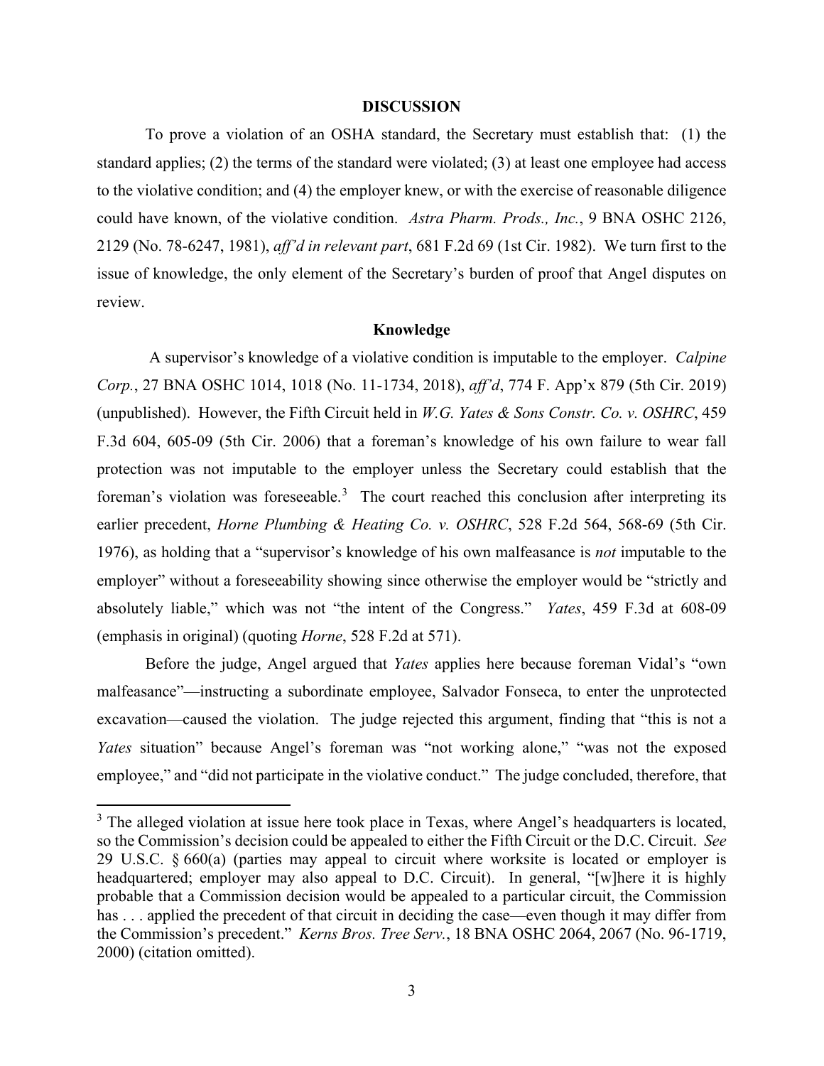## DISCUSSION

To prove a violation of an OSHA standard, the Secretary must establish that: (1) the standard applies; (2) the terms of the standard were violated; (3) at least one employee had access to the violative condition; and (4) the employer knew, or with the exercise of reasonable diligence could have known, of the violative condition. *Astra Pharm. Prods., Inc.*, 9 BNA OSHC 2126, 2129 (No. 78-6247, 1981), *aff'd in relevant part*, 681 F.2d 69 (1st Cir. 1982). We turn first to the issue of knowledge, the only element of the Secretary's burden of proof that Angel disputes on review.

### Knowledge

A supervisor's knowledge of a violative condition is imputable to the employer. *Calpine Corp.*, 27 BNA OSHC 1014, 1018 (No. 11-1734, 2018), *aff'd*, 774 F. App'x 879 (5th Cir. 2019) (unpublished). However, the Fifth Circuit held in *W.G. Yates & Sons Constr. Co. v. OSHRC*, 459 F.3d 604, 605-09 (5th Cir. 2006) that a foreman's knowledge of his own failure to wear fall protection was not imputable to the employer unless the Secretary could establish that the foreman's violation was foreseeable.[3] The court reached this conclusion after interpreting its earlier precedent, *Horne Plumbing & Heating Co. v. OSHRC*, 528 F.2d 564, 568-69 (5th Cir. 1976), as holding that a "supervisor's knowledge of his own malfeasance is *not* imputable to the employer" without a foreseeability showing since otherwise the employer would be "strictly and absolutely liable," which was not "the intent of the Congress." *Yates*, 459 F.3d at 608-09 (emphasis in original) (quoting *Horne*, 528 F.2d at 571).

Before the judge, Angel argued that *Yates* applies here because foreman Vidal's "own malfeasance"—instructing a subordinate employee, Salvador Fonseca, to enter the unprotected excavation—caused the violation. The judge rejected this argument, finding that "this is not a *Yates* situation" because Angel's foreman was "not working alone," "was not the exposed employee," and "did not participate in the violative conduct." The judge concluded, therefore, that

[3] The alleged violation at issue here took place in Texas, where Angel's headquarters is located, so the Commission's decision could be appealed to either the Fifth Circuit or the D.C. Circuit. *See* 29 U.S.C. § 660(a) (parties may appeal to circuit where worksite is located or employer is headquartered; employer may also appeal to D.C. Circuit). In general, "[w]here it is highly probable that a Commission decision would be appealed to a particular circuit, the Commission has . . . applied the precedent of that circuit in deciding the case—even though it may differ from the Commission's precedent." *Kerns Bros. Tree Serv.*, 18 BNA OSHC 2064, 2067 (No. 96-1719, 2000) (citation omitted).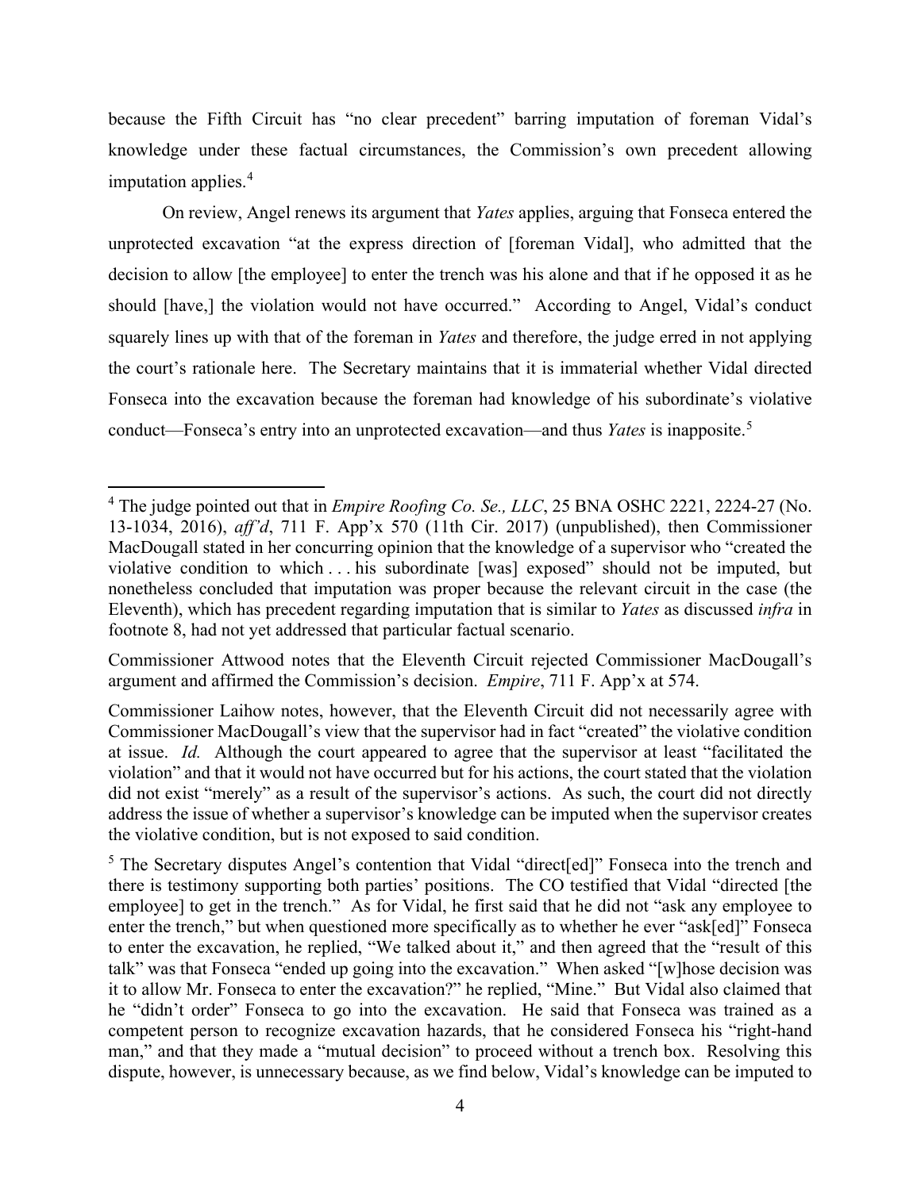because the Fifth Circuit has "no clear precedent" barring imputation of foreman Vidal's knowledge under these factual circumstances, the Commission's own precedent allowing imputation applies.[4]

On review, Angel renews its argument that *Yates* applies, arguing that Fonseca entered the unprotected excavation "at the express direction of [foreman Vidal], who admitted that the decision to allow [the employee] to enter the trench was his alone and that if he opposed it as he should [have,] the violation would not have occurred." According to Angel, Vidal's conduct squarely lines up with that of the foreman in *Yates* and therefore, the judge erred in not applying the court's rationale here. The Secretary maintains that it is immaterial whether Vidal directed Fonseca into the excavation because the foreman had knowledge of his subordinate's violative conduct—Fonseca's entry into an unprotected excavation—and thus *Yates* is inapposite.[5]

---

[4] The judge pointed out that in *Empire Roofing Co. Se., LLC*, 25 BNA OSHC 2221, 2224-27 (No. 13-1034, 2016), *aff'd*, 711 F. App'x 570 (11th Cir. 2017) (unpublished), then Commissioner MacDougall stated in her concurring opinion that the knowledge of a supervisor who "created the violative condition to which . . . his subordinate [was] exposed" should not be imputed, but nonetheless concluded that imputation was proper because the relevant circuit in the case (the Eleventh), which has precedent regarding imputation that is similar to *Yates* as discussed *infra* in footnote 8, had not yet addressed that particular factual scenario.

Commissioner Attwood notes that the Eleventh Circuit rejected Commissioner MacDougall's argument and affirmed the Commission's decision. *Empire*, 711 F. App'x at 574.

Commissioner Laihow notes, however, that the Eleventh Circuit did not necessarily agree with Commissioner MacDougall's view that the supervisor had in fact "created" the violative condition at issue. *Id.* Although the court appeared to agree that the supervisor at least "facilitated the violation" and that it would not have occurred but for his actions, the court stated that the violation did not exist "merely" as a result of the supervisor's actions. As such, the court did not directly address the issue of whether a supervisor's knowledge can be imputed when the supervisor creates the violative condition, but is not exposed to said condition.

[5] The Secretary disputes Angel's contention that Vidal "direct[ed]" Fonseca into the trench and there is testimony supporting both parties' positions. The CO testified that Vidal "directed [the employee] to get in the trench." As for Vidal, he first said that he did not "ask any employee to enter the trench," but when questioned more specifically as to whether he ever "ask[ed]" Fonseca to enter the excavation, he replied, "We talked about it," and then agreed that the "result of this talk" was that Fonseca "ended up going into the excavation." When asked "[w]hose decision was it to allow Mr. Fonseca to enter the excavation?" he replied, "Mine." But Vidal also claimed that he "didn't order" Fonseca to go into the excavation. He said that Fonseca was trained as a competent person to recognize excavation hazards, that he considered Fonseca his "right-hand man," and that they made a "mutual decision" to proceed without a trench box. Resolving this dispute, however, is unnecessary because, as we find below, Vidal's knowledge can be imputed to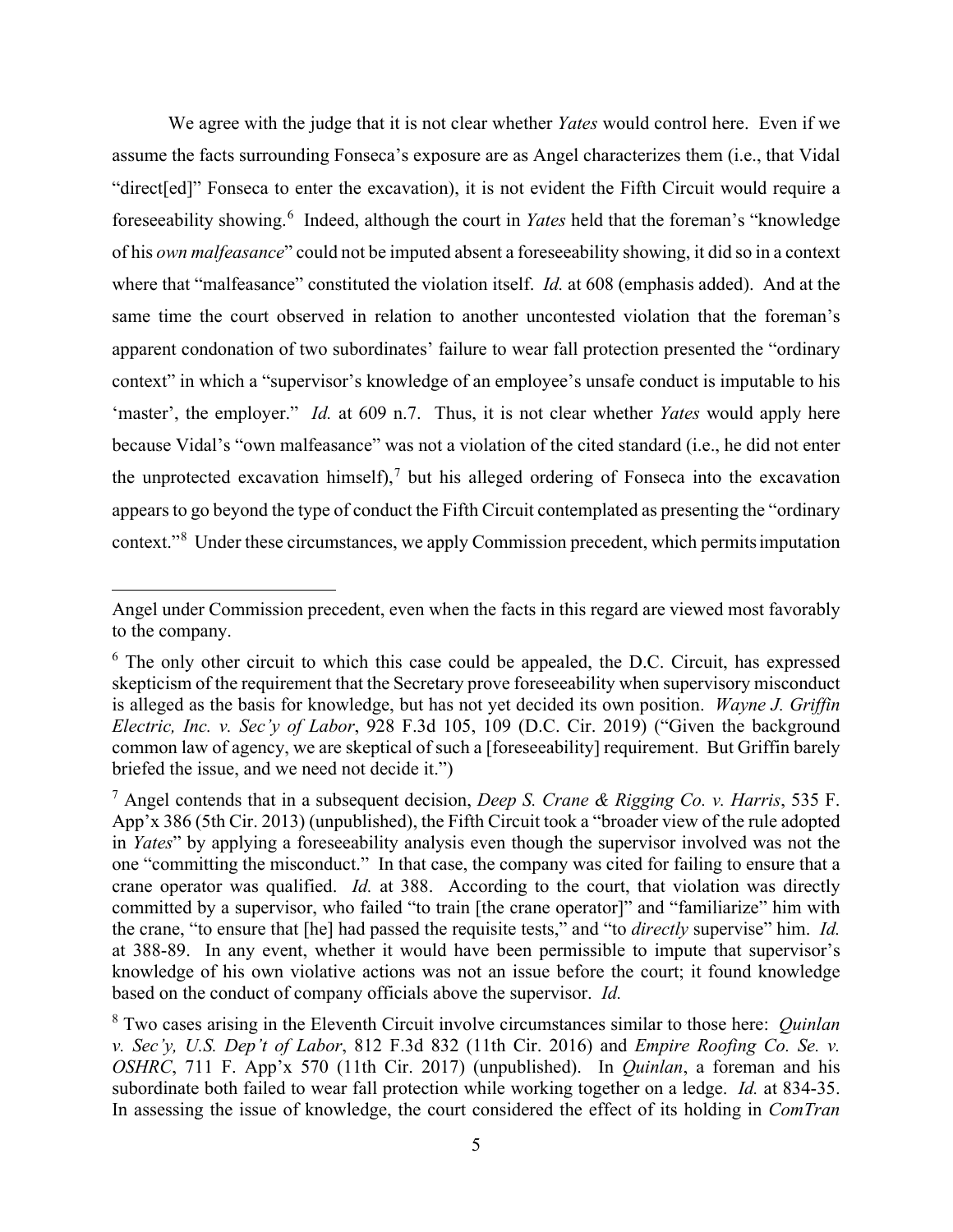We agree with the judge that it is not clear whether *Yates* would control here. Even if we assume the facts surrounding Fonseca's exposure are as Angel characterizes them (i.e., that Vidal "direct[ed]" Fonseca to enter the excavation), it is not evident the Fifth Circuit would require a foreseeability showing.[6] Indeed, although the court in *Yates* held that the foreman's "knowledge of his *own malfeasance*" could not be imputed absent a foreseeability showing, it did so in a context where that "malfeasance" constituted the violation itself. *Id.* at 608 (emphasis added). And at the same time the court observed in relation to another uncontested violation that the foreman's apparent condonation of two subordinates' failure to wear fall protection presented the "ordinary context" in which a "supervisor's knowledge of an employee's unsafe conduct is imputable to his 'master', the employer." *Id.* at 609 n.7. Thus, it is not clear whether *Yates* would apply here because Vidal's "own malfeasance" was not a violation of the cited standard (i.e., he did not enter the unprotected excavation himself),[7] but his alleged ordering of Fonseca into the excavation appears to go beyond the type of conduct the Fifth Circuit contemplated as presenting the "ordinary context."[8] Under these circumstances, we apply Commission precedent, which permits imputation

---

Angel under Commission precedent, even when the facts in this regard are viewed most favorably to the company.

[6] The only other circuit to which this case could be appealed, the D.C. Circuit, has expressed skepticism of the requirement that the Secretary prove foreseeability when supervisory misconduct is alleged as the basis for knowledge, but has not yet decided its own position. *Wayne J. Griffin Electric, Inc. v. Sec'y of Labor*, 928 F.3d 105, 109 (D.C. Cir. 2019) ("Given the background common law of agency, we are skeptical of such a [foreseeability] requirement. But Griffin barely briefed the issue, and we need not decide it.")

[7] Angel contends that in a subsequent decision, *Deep S. Crane & Rigging Co. v. Harris*, 535 F. App'x 386 (5th Cir. 2013) (unpublished), the Fifth Circuit took a "broader view of the rule adopted in *Yates*" by applying a foreseeability analysis even though the supervisor involved was not the one "committing the misconduct." In that case, the company was cited for failing to ensure that a crane operator was qualified. *Id.* at 388. According to the court, that violation was directly committed by a supervisor, who failed "to train [the crane operator]" and "familiarize" him with the crane, "to ensure that [he] had passed the requisite tests," and "to *directly* supervise" him. *Id.* at 388-89. In any event, whether it would have been permissible to impute that supervisor's knowledge of his own violative actions was not an issue before the court; it found knowledge based on the conduct of company officials above the supervisor. *Id.*

[8] Two cases arising in the Eleventh Circuit involve circumstances similar to those here: *Quinlan v. Sec'y, U.S. Dep't of Labor*, 812 F.3d 832 (11th Cir. 2016) and *Empire Roofing Co. Se. v. OSHRC*, 711 F. App'x 570 (11th Cir. 2017) (unpublished). In *Quinlan*, a foreman and his subordinate both failed to wear fall protection while working together on a ledge. *Id.* at 834-35. In assessing the issue of knowledge, the court considered the effect of its holding in *ComTran*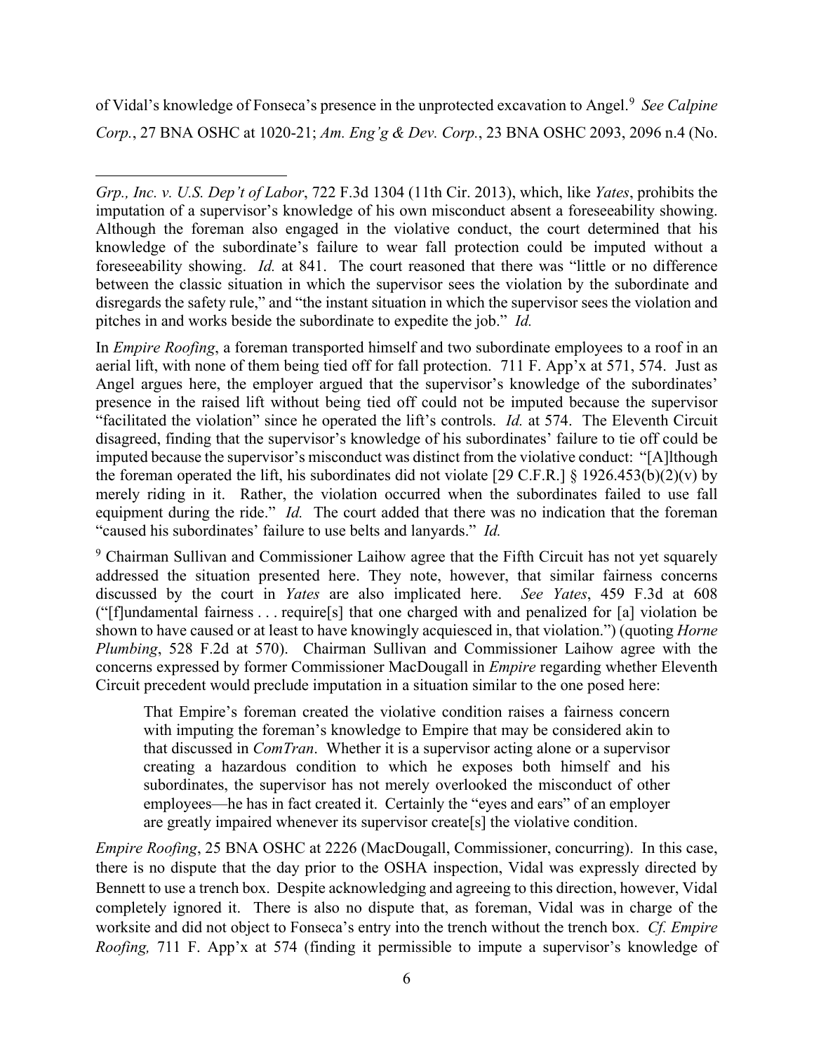of Vidal's knowledge of Fonseca's presence in the unprotected excavation to Angel.[9] *See Calpine Corp.*, 27 BNA OSHC at 1020-21; *Am. Eng'g & Dev. Corp.*, 23 BNA OSHC 2093, 2096 n.4 (No.

---

*Grp., Inc. v. U.S. Dep't of Labor*, 722 F.3d 1304 (11th Cir. 2013), which, like *Yates*, prohibits the imputation of a supervisor's knowledge of his own misconduct absent a foreseeability showing. Although the foreman also engaged in the violative conduct, the court determined that his knowledge of the subordinate's failure to wear fall protection could be imputed without a foreseeability showing. *Id.* at 841. The court reasoned that there was "little or no difference between the classic situation in which the supervisor sees the violation by the subordinate and disregards the safety rule," and "the instant situation in which the supervisor sees the violation and pitches in and works beside the subordinate to expedite the job." *Id.*

In *Empire Roofing*, a foreman transported himself and two subordinate employees to a roof in an aerial lift, with none of them being tied off for fall protection. 711 F. App'x at 571, 574. Just as Angel argues here, the employer argued that the supervisor's knowledge of the subordinates' presence in the raised lift without being tied off could not be imputed because the supervisor "facilitated the violation" since he operated the lift's controls. *Id.* at 574. The Eleventh Circuit disagreed, finding that the supervisor's knowledge of his subordinates' failure to tie off could be imputed because the supervisor's misconduct was distinct from the violative conduct: "[A]lthough the foreman operated the lift, his subordinates did not violate [29 C.F.R.] § 1926.453(b)(2)(v) by merely riding in it. Rather, the violation occurred when the subordinates failed to use fall equipment during the ride." *Id.* The court added that there was no indication that the foreman "caused his subordinates' failure to use belts and lanyards." *Id.*

[9] Chairman Sullivan and Commissioner Laihow agree that the Fifth Circuit has not yet squarely addressed the situation presented here. They note, however, that similar fairness concerns discussed by the court in *Yates* are also implicated here. *See Yates*, 459 F.3d at 608 ("[f]undamental fairness . . . require[s] that one charged with and penalized for [a] violation be shown to have caused or at least to have knowingly acquiesced in, that violation.") (quoting *Horne Plumbing*, 528 F.2d at 570). Chairman Sullivan and Commissioner Laihow agree with the concerns expressed by former Commissioner MacDougall in *Empire* regarding whether Eleventh Circuit precedent would preclude imputation in a situation similar to the one posed here:

> That Empire's foreman created the violative condition raises a fairness concern with imputing the foreman's knowledge to Empire that may be considered akin to that discussed in *ComTran*. Whether it is a supervisor acting alone or a supervisor creating a hazardous condition to which he exposes both himself and his subordinates, the supervisor has not merely overlooked the misconduct of other employees—he has in fact created it. Certainly the "eyes and ears" of an employer are greatly impaired whenever its supervisor create[s] the violative condition.

*Empire Roofing*, 25 BNA OSHC at 2226 (MacDougall, Commissioner, concurring). In this case, there is no dispute that the day prior to the OSHA inspection, Vidal was expressly directed by Bennett to use a trench box. Despite acknowledging and agreeing to this direction, however, Vidal completely ignored it. There is also no dispute that, as foreman, Vidal was in charge of the worksite and did not object to Fonseca's entry into the trench without the trench box. *Cf. Empire Roofing,* 711 F. App'x at 574 (finding it permissible to impute a supervisor's knowledge of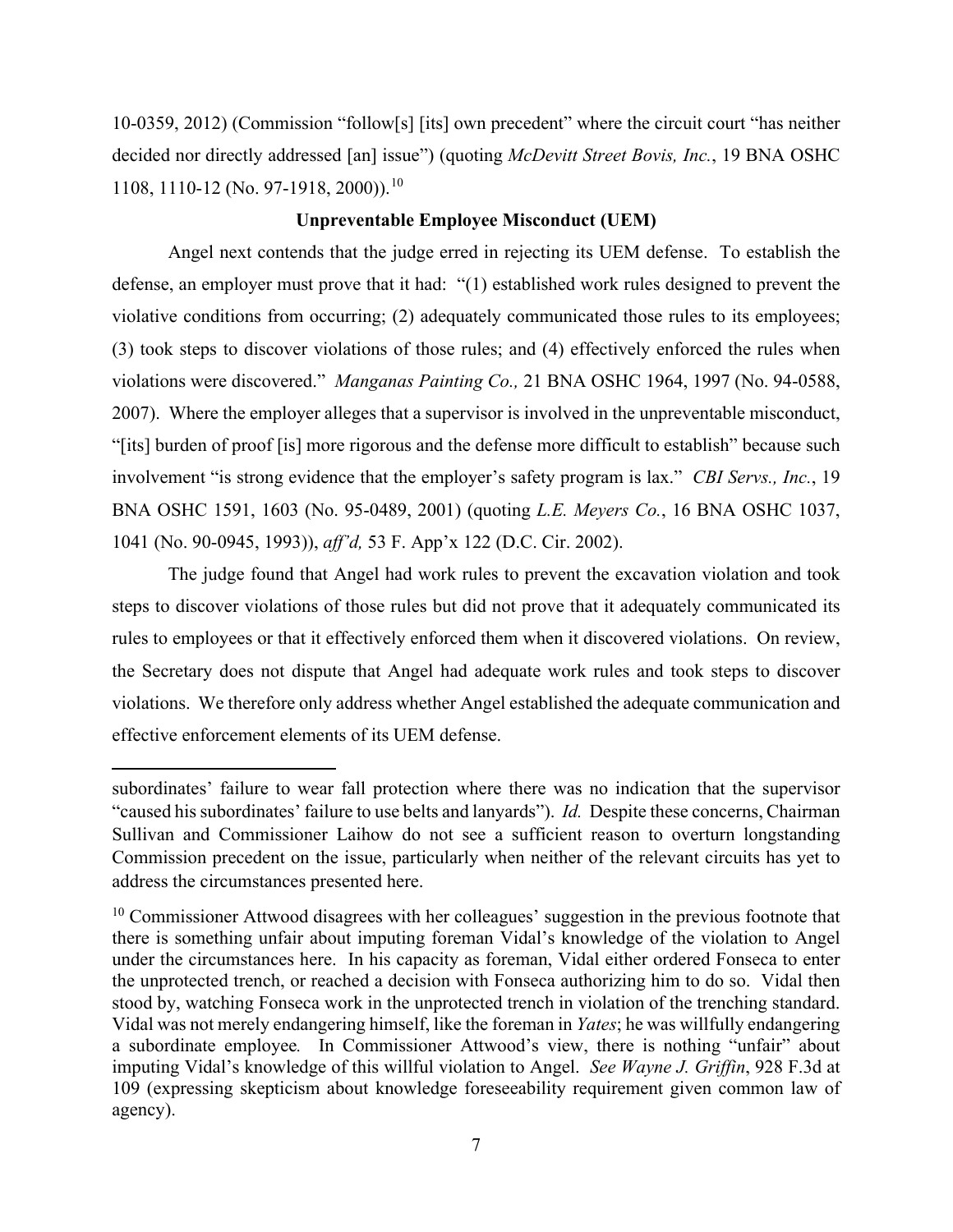10-0359, 2012) (Commission "follow[s] [its] own precedent" where the circuit court "has neither decided nor directly addressed [an] issue") (quoting *McDevitt Street Bovis, Inc.*, 19 BNA OSHC 1108, 1110-12 (No. 97-1918, 2000)).[10]

**Unpreventable Employee Misconduct (UEM)**

Angel next contends that the judge erred in rejecting its UEM defense. To establish the defense, an employer must prove that it had: "(1) established work rules designed to prevent the violative conditions from occurring; (2) adequately communicated those rules to its employees; (3) took steps to discover violations of those rules; and (4) effectively enforced the rules when violations were discovered." *Manganas Painting Co.,* 21 BNA OSHC 1964, 1997 (No. 94-0588, 2007). Where the employer alleges that a supervisor is involved in the unpreventable misconduct, "[its] burden of proof [is] more rigorous and the defense more difficult to establish" because such involvement "is strong evidence that the employer's safety program is lax." *CBI Servs., Inc.*, 19 BNA OSHC 1591, 1603 (No. 95-0489, 2001) (quoting *L.E. Meyers Co.*, 16 BNA OSHC 1037, 1041 (No. 90-0945, 1993)), *aff'd,* 53 F. App'x 122 (D.C. Cir. 2002).

The judge found that Angel had work rules to prevent the excavation violation and took steps to discover violations of those rules but did not prove that it adequately communicated its rules to employees or that it effectively enforced them when it discovered violations. On review, the Secretary does not dispute that Angel had adequate work rules and took steps to discover violations. We therefore only address whether Angel established the adequate communication and effective enforcement elements of its UEM defense.

---

subordinates' failure to wear fall protection where there was no indication that the supervisor "caused his subordinates' failure to use belts and lanyards"). *Id.* Despite these concerns, Chairman Sullivan and Commissioner Laihow do not see a sufficient reason to overturn longstanding Commission precedent on the issue, particularly when neither of the relevant circuits has yet to address the circumstances presented here.

[10] Commissioner Attwood disagrees with her colleagues' suggestion in the previous footnote that there is something unfair about imputing foreman Vidal's knowledge of the violation to Angel under the circumstances here. In his capacity as foreman, Vidal either ordered Fonseca to enter the unprotected trench, or reached a decision with Fonseca authorizing him to do so. Vidal then stood by, watching Fonseca work in the unprotected trench in violation of the trenching standard. Vidal was not merely endangering himself, like the foreman in *Yates*; he was willfully endangering a subordinate employee*.* In Commissioner Attwood's view, there is nothing "unfair" about imputing Vidal's knowledge of this willful violation to Angel. *See Wayne J. Griffin*, 928 F.3d at 109 (expressing skepticism about knowledge foreseeability requirement given common law of agency).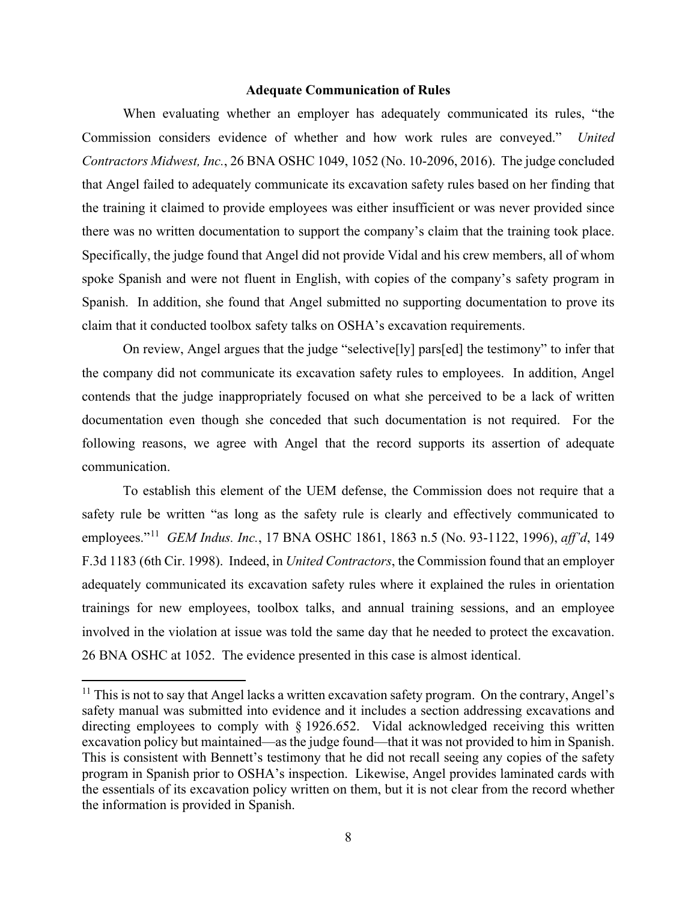**Adequate Communication of Rules**

When evaluating whether an employer has adequately communicated its rules, "the Commission considers evidence of whether and how work rules are conveyed." *United Contractors Midwest, Inc.*, 26 BNA OSHC 1049, 1052 (No. 10-2096, 2016). The judge concluded that Angel failed to adequately communicate its excavation safety rules based on her finding that the training it claimed to provide employees was either insufficient or was never provided since there was no written documentation to support the company's claim that the training took place. Specifically, the judge found that Angel did not provide Vidal and his crew members, all of whom spoke Spanish and were not fluent in English, with copies of the company's safety program in Spanish. In addition, she found that Angel submitted no supporting documentation to prove its claim that it conducted toolbox safety talks on OSHA's excavation requirements.

On review, Angel argues that the judge "selective[ly] pars[ed] the testimony" to infer that the company did not communicate its excavation safety rules to employees. In addition, Angel contends that the judge inappropriately focused on what she perceived to be a lack of written documentation even though she conceded that such documentation is not required. For the following reasons, we agree with Angel that the record supports its assertion of adequate communication.

To establish this element of the UEM defense, the Commission does not require that a safety rule be written "as long as the safety rule is clearly and effectively communicated to employees."[11] *GEM Indus. Inc.*, 17 BNA OSHC 1861, 1863 n.5 (No. 93-1122, 1996), *aff'd*, 149 F.3d 1183 (6th Cir. 1998). Indeed, in *United Contractors*, the Commission found that an employer adequately communicated its excavation safety rules where it explained the rules in orientation trainings for new employees, toolbox talks, and annual training sessions, and an employee involved in the violation at issue was told the same day that he needed to protect the excavation. 26 BNA OSHC at 1052. The evidence presented in this case is almost identical.

[11] This is not to say that Angel lacks a written excavation safety program. On the contrary, Angel's safety manual was submitted into evidence and it includes a section addressing excavations and directing employees to comply with § 1926.652. Vidal acknowledged receiving this written excavation policy but maintained—as the judge found—that it was not provided to him in Spanish. This is consistent with Bennett's testimony that he did not recall seeing any copies of the safety program in Spanish prior to OSHA's inspection. Likewise, Angel provides laminated cards with the essentials of its excavation policy written on them, but it is not clear from the record whether the information is provided in Spanish.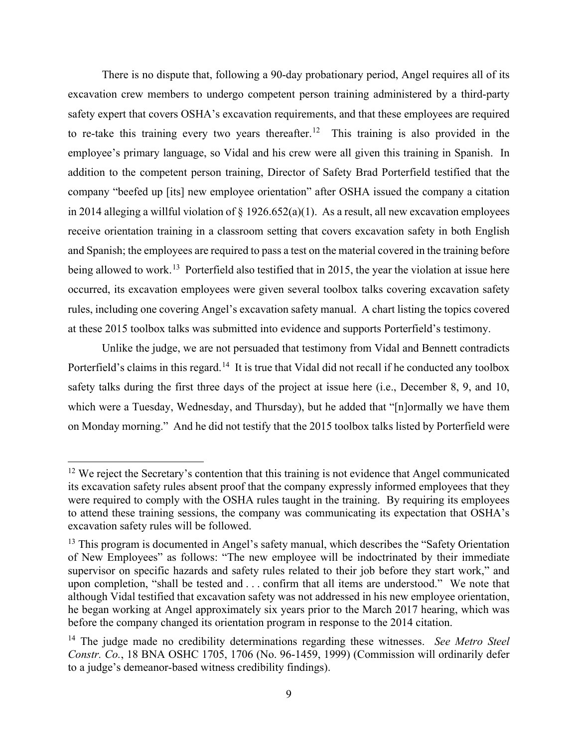There is no dispute that, following a 90-day probationary period, Angel requires all of its excavation crew members to undergo competent person training administered by a third-party safety expert that covers OSHA's excavation requirements, and that these employees are required to re-take this training every two years thereafter.[12] This training is also provided in the employee's primary language, so Vidal and his crew were all given this training in Spanish. In addition to the competent person training, Director of Safety Brad Porterfield testified that the company "beefed up [its] new employee orientation" after OSHA issued the company a citation in 2014 alleging a willful violation of § 1926.652(a)(1). As a result, all new excavation employees receive orientation training in a classroom setting that covers excavation safety in both English and Spanish; the employees are required to pass a test on the material covered in the training before being allowed to work.[13] Porterfield also testified that in 2015, the year the violation at issue here occurred, its excavation employees were given several toolbox talks covering excavation safety rules, including one covering Angel's excavation safety manual. A chart listing the topics covered at these 2015 toolbox talks was submitted into evidence and supports Porterfield's testimony.

Unlike the judge, we are not persuaded that testimony from Vidal and Bennett contradicts Porterfield's claims in this regard.[14] It is true that Vidal did not recall if he conducted any toolbox safety talks during the first three days of the project at issue here (i.e., December 8, 9, and 10, which were a Tuesday, Wednesday, and Thursday), but he added that "[n]ormally we have them on Monday morning." And he did not testify that the 2015 toolbox talks listed by Porterfield were

---

[12] We reject the Secretary's contention that this training is not evidence that Angel communicated its excavation safety rules absent proof that the company expressly informed employees that they were required to comply with the OSHA rules taught in the training. By requiring its employees to attend these training sessions, the company was communicating its expectation that OSHA's excavation safety rules will be followed.

[13] This program is documented in Angel's safety manual, which describes the "Safety Orientation of New Employees" as follows: "The new employee will be indoctrinated by their immediate supervisor on specific hazards and safety rules related to their job before they start work," and upon completion, "shall be tested and . . . confirm that all items are understood." We note that although Vidal testified that excavation safety was not addressed in his new employee orientation, he began working at Angel approximately six years prior to the March 2017 hearing, which was before the company changed its orientation program in response to the 2014 citation.

[14] The judge made no credibility determinations regarding these witnesses. *See Metro Steel Constr. Co.*, 18 BNA OSHC 1705, 1706 (No. 96-1459, 1999) (Commission will ordinarily defer to a judge's demeanor-based witness credibility findings).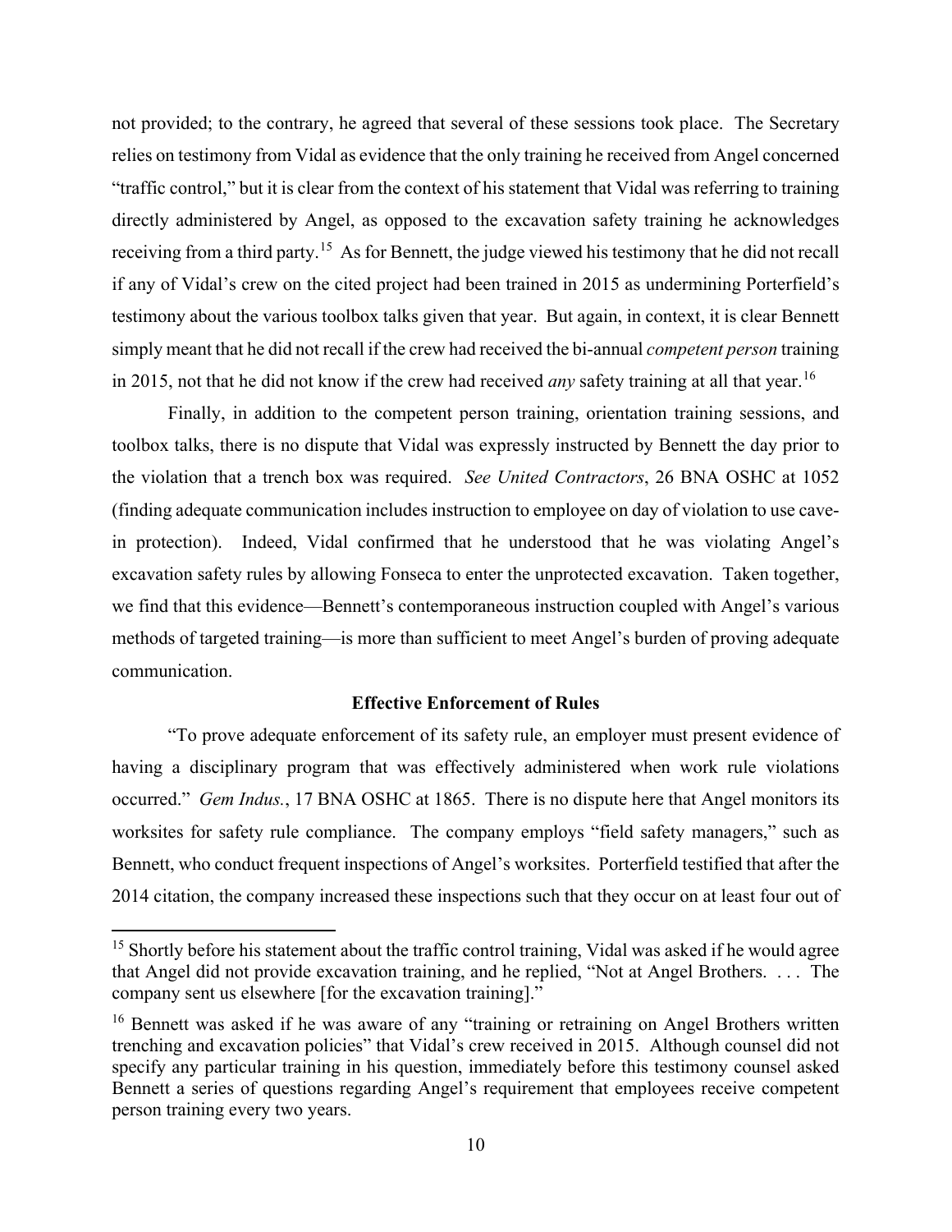not provided; to the contrary, he agreed that several of these sessions took place. The Secretary relies on testimony from Vidal as evidence that the only training he received from Angel concerned "traffic control," but it is clear from the context of his statement that Vidal was referring to training directly administered by Angel, as opposed to the excavation safety training he acknowledges receiving from a third party.[15] As for Bennett, the judge viewed his testimony that he did not recall if any of Vidal's crew on the cited project had been trained in 2015 as undermining Porterfield's testimony about the various toolbox talks given that year. But again, in context, it is clear Bennett simply meant that he did not recall if the crew had received the bi-annual *competent person* training in 2015, not that he did not know if the crew had received *any* safety training at all that year.[16]

Finally, in addition to the competent person training, orientation training sessions, and toolbox talks, there is no dispute that Vidal was expressly instructed by Bennett the day prior to the violation that a trench box was required. *See United Contractors*, 26 BNA OSHC at 1052 (finding adequate communication includes instruction to employee on day of violation to use cave-in protection). Indeed, Vidal confirmed that he understood that he was violating Angel's excavation safety rules by allowing Fonseca to enter the unprotected excavation. Taken together, we find that this evidence—Bennett's contemporaneous instruction coupled with Angel's various methods of targeted training—is more than sufficient to meet Angel's burden of proving adequate communication.

### Effective Enforcement of Rules

"To prove adequate enforcement of its safety rule, an employer must present evidence of having a disciplinary program that was effectively administered when work rule violations occurred." *Gem Indus.*, 17 BNA OSHC at 1865. There is no dispute here that Angel monitors its worksites for safety rule compliance. The company employs "field safety managers," such as Bennett, who conduct frequent inspections of Angel's worksites. Porterfield testified that after the 2014 citation, the company increased these inspections such that they occur on at least four out of

---

[15] Shortly before his statement about the traffic control training, Vidal was asked if he would agree that Angel did not provide excavation training, and he replied, "Not at Angel Brothers. . . . The company sent us elsewhere [for the excavation training]."

[16] Bennett was asked if he was aware of any "training or retraining on Angel Brothers written trenching and excavation policies" that Vidal's crew received in 2015. Although counsel did not specify any particular training in his question, immediately before this testimony counsel asked Bennett a series of questions regarding Angel's requirement that employees receive competent person training every two years.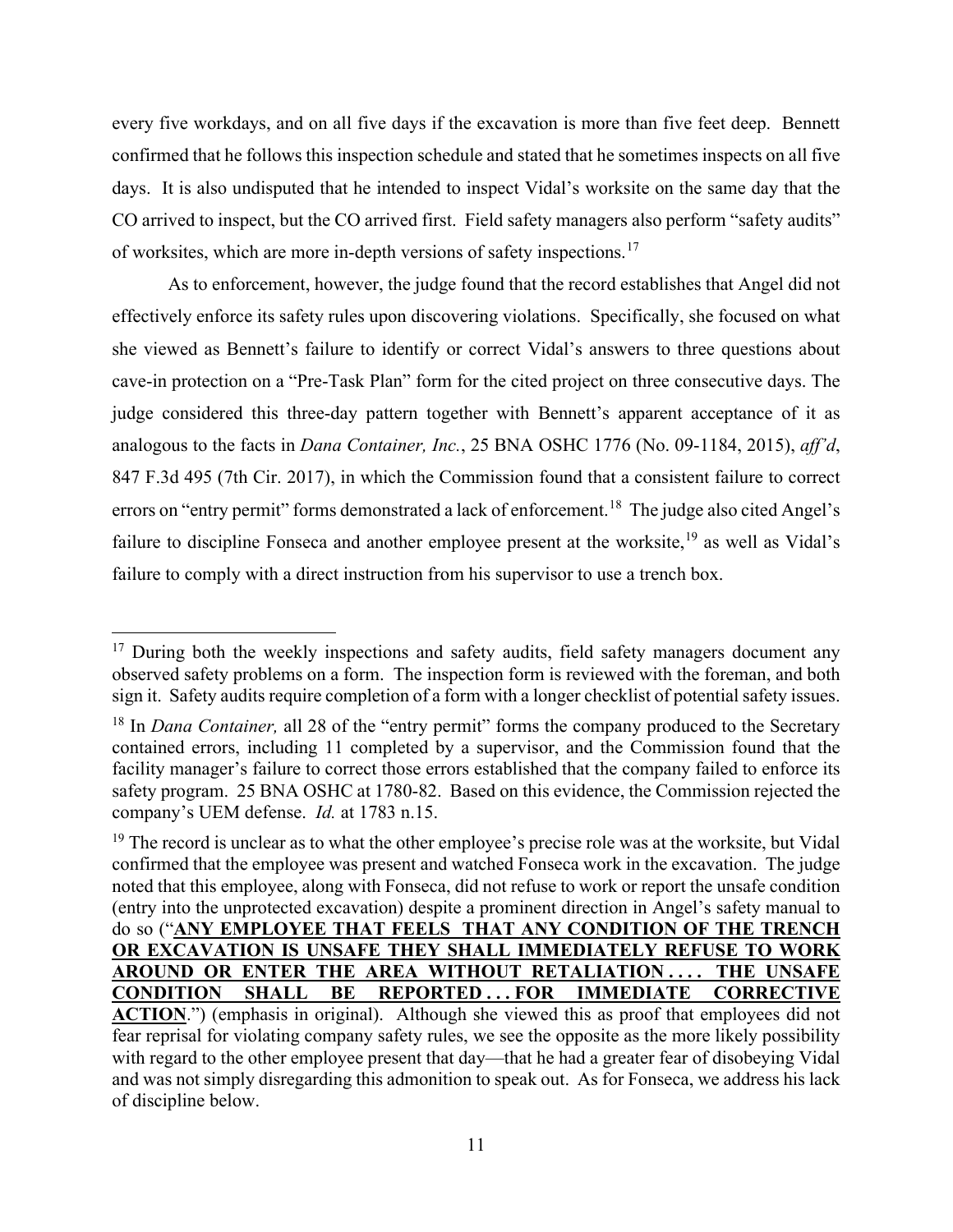every five workdays, and on all five days if the excavation is more than five feet deep. Bennett confirmed that he follows this inspection schedule and stated that he sometimes inspects on all five days. It is also undisputed that he intended to inspect Vidal's worksite on the same day that the CO arrived to inspect, but the CO arrived first. Field safety managers also perform "safety audits" of worksites, which are more in-depth versions of safety inspections.[17]

As to enforcement, however, the judge found that the record establishes that Angel did not effectively enforce its safety rules upon discovering violations. Specifically, she focused on what she viewed as Bennett's failure to identify or correct Vidal's answers to three questions about cave-in protection on a "Pre-Task Plan" form for the cited project on three consecutive days. The judge considered this three-day pattern together with Bennett's apparent acceptance of it as analogous to the facts in *Dana Container, Inc.*, 25 BNA OSHC 1776 (No. 09-1184, 2015), *aff'd*, 847 F.3d 495 (7th Cir. 2017), in which the Commission found that a consistent failure to correct errors on "entry permit" forms demonstrated a lack of enforcement.[18] The judge also cited Angel's failure to discipline Fonseca and another employee present at the worksite,[19] as well as Vidal's failure to comply with a direct instruction from his supervisor to use a trench box.

---

[17] During both the weekly inspections and safety audits, field safety managers document any observed safety problems on a form. The inspection form is reviewed with the foreman, and both sign it. Safety audits require completion of a form with a longer checklist of potential safety issues.

[18] In *Dana Container,* all 28 of the "entry permit" forms the company produced to the Secretary contained errors, including 11 completed by a supervisor, and the Commission found that the facility manager's failure to correct those errors established that the company failed to enforce its safety program. 25 BNA OSHC at 1780-82. Based on this evidence, the Commission rejected the company's UEM defense. *Id.* at 1783 n.15.

[19] The record is unclear as to what the other employee's precise role was at the worksite, but Vidal confirmed that the employee was present and watched Fonseca work in the excavation. The judge noted that this employee, along with Fonseca, did not refuse to work or report the unsafe condition (entry into the unprotected excavation) despite a prominent direction in Angel's safety manual to do so ("**<u>ANY EMPLOYEE THAT FEELS THAT ANY CONDITION OF THE TRENCH OR EXCAVATION IS UNSAFE THEY SHALL IMMEDIATELY REFUSE TO WORK AROUND OR ENTER THE AREA WITHOUT RETALIATION . . . . THE UNSAFE CONDITION SHALL BE REPORTED . . . FOR IMMEDIATE CORRECTIVE ACTION</u>**.") (emphasis in original). Although she viewed this as proof that employees did not fear reprisal for violating company safety rules, we see the opposite as the more likely possibility with regard to the other employee present that day—that he had a greater fear of disobeying Vidal and was not simply disregarding this admonition to speak out. As for Fonseca, we address his lack of discipline below.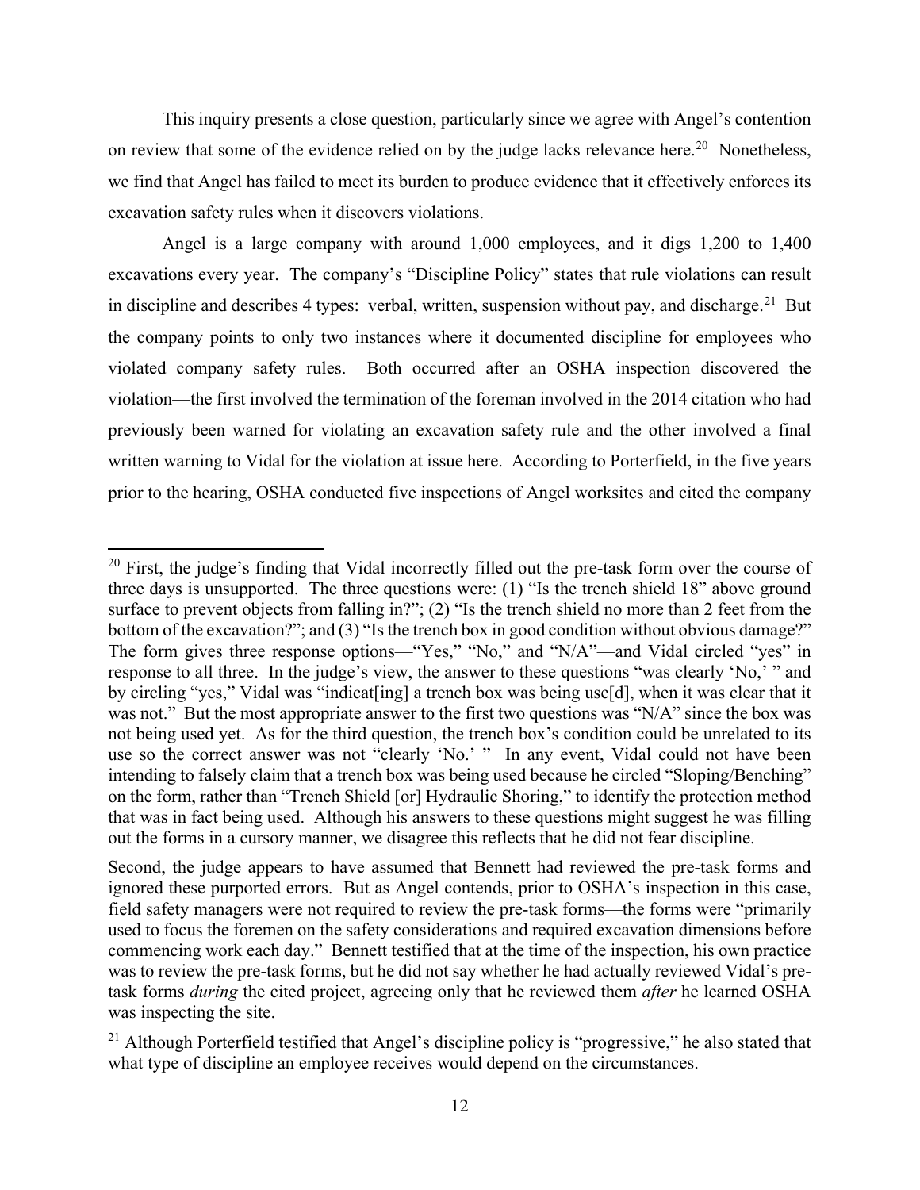This inquiry presents a close question, particularly since we agree with Angel's contention on review that some of the evidence relied on by the judge lacks relevance here.[20] Nonetheless, we find that Angel has failed to meet its burden to produce evidence that it effectively enforces its excavation safety rules when it discovers violations.

Angel is a large company with around 1,000 employees, and it digs 1,200 to 1,400 excavations every year. The company's "Discipline Policy" states that rule violations can result in discipline and describes 4 types: verbal, written, suspension without pay, and discharge.[21] But the company points to only two instances where it documented discipline for employees who violated company safety rules. Both occurred after an OSHA inspection discovered the violation—the first involved the termination of the foreman involved in the 2014 citation who had previously been warned for violating an excavation safety rule and the other involved a final written warning to Vidal for the violation at issue here. According to Porterfield, in the five years prior to the hearing, OSHA conducted five inspections of Angel worksites and cited the company

---

[20] First, the judge's finding that Vidal incorrectly filled out the pre-task form over the course of three days is unsupported. The three questions were: (1) "Is the trench shield 18" above ground surface to prevent objects from falling in?"; (2) "Is the trench shield no more than 2 feet from the bottom of the excavation?"; and (3) "Is the trench box in good condition without obvious damage?" The form gives three response options—"Yes," "No," and "N/A"—and Vidal circled "yes" in response to all three. In the judge's view, the answer to these questions "was clearly 'No,' " and by circling "yes," Vidal was "indicat[ing] a trench box was being use[d], when it was clear that it was not." But the most appropriate answer to the first two questions was "N/A" since the box was not being used yet. As for the third question, the trench box's condition could be unrelated to its use so the correct answer was not "clearly 'No.' " In any event, Vidal could not have been intending to falsely claim that a trench box was being used because he circled "Sloping/Benching" on the form, rather than "Trench Shield [or] Hydraulic Shoring," to identify the protection method that was in fact being used. Although his answers to these questions might suggest he was filling out the forms in a cursory manner, we disagree this reflects that he did not fear discipline.

Second, the judge appears to have assumed that Bennett had reviewed the pre-task forms and ignored these purported errors. But as Angel contends, prior to OSHA's inspection in this case, field safety managers were not required to review the pre-task forms—the forms were "primarily used to focus the foremen on the safety considerations and required excavation dimensions before commencing work each day." Bennett testified that at the time of the inspection, his own practice was to review the pre-task forms, but he did not say whether he had actually reviewed Vidal's pre-task forms *during* the cited project, agreeing only that he reviewed them *after* he learned OSHA was inspecting the site.

[21] Although Porterfield testified that Angel's discipline policy is "progressive," he also stated that what type of discipline an employee receives would depend on the circumstances.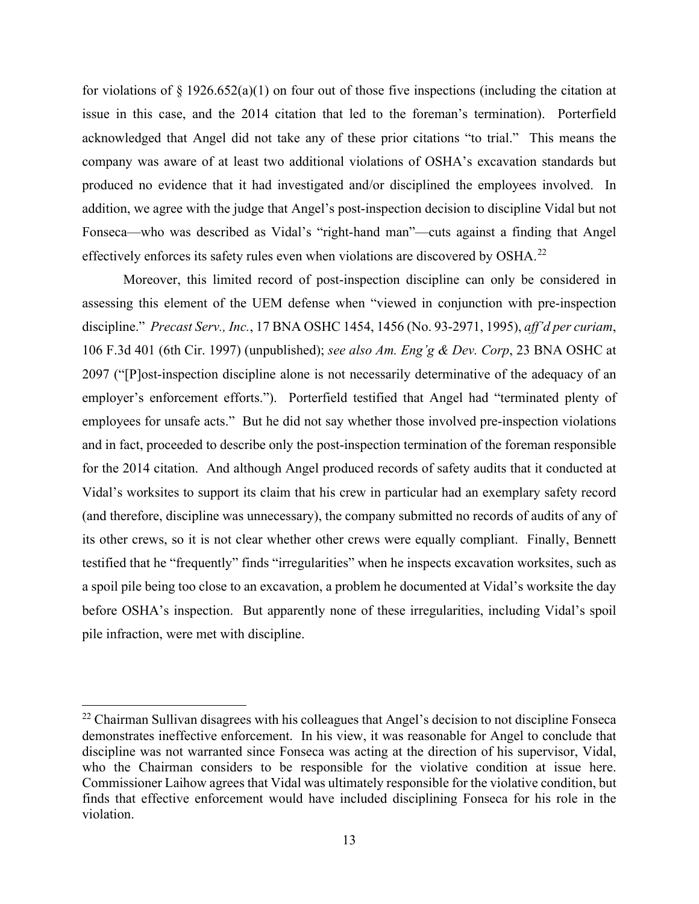for violations of § 1926.652(a)(1) on four out of those five inspections (including the citation at issue in this case, and the 2014 citation that led to the foreman's termination). Porterfield acknowledged that Angel did not take any of these prior citations "to trial." This means the company was aware of at least two additional violations of OSHA's excavation standards but produced no evidence that it had investigated and/or disciplined the employees involved. In addition, we agree with the judge that Angel's post-inspection decision to discipline Vidal but not Fonseca—who was described as Vidal's "right-hand man"—cuts against a finding that Angel effectively enforces its safety rules even when violations are discovered by OSHA.[22]

Moreover, this limited record of post-inspection discipline can only be considered in assessing this element of the UEM defense when "viewed in conjunction with pre-inspection discipline." *Precast Serv., Inc.*, 17 BNA OSHC 1454, 1456 (No. 93-2971, 1995), *aff'd per curiam*, 106 F.3d 401 (6th Cir. 1997) (unpublished); *see also Am. Eng'g & Dev. Corp*, 23 BNA OSHC at 2097 ("[P]ost-inspection discipline alone is not necessarily determinative of the adequacy of an employer's enforcement efforts."). Porterfield testified that Angel had "terminated plenty of employees for unsafe acts." But he did not say whether those involved pre-inspection violations and in fact, proceeded to describe only the post-inspection termination of the foreman responsible for the 2014 citation. And although Angel produced records of safety audits that it conducted at Vidal's worksites to support its claim that his crew in particular had an exemplary safety record (and therefore, discipline was unnecessary), the company submitted no records of audits of any of its other crews, so it is not clear whether other crews were equally compliant. Finally, Bennett testified that he "frequently" finds "irregularities" when he inspects excavation worksites, such as a spoil pile being too close to an excavation, a problem he documented at Vidal's worksite the day before OSHA's inspection. But apparently none of these irregularities, including Vidal's spoil pile infraction, were met with discipline.

---

[22] Chairman Sullivan disagrees with his colleagues that Angel's decision to not discipline Fonseca demonstrates ineffective enforcement. In his view, it was reasonable for Angel to conclude that discipline was not warranted since Fonseca was acting at the direction of his supervisor, Vidal, who the Chairman considers to be responsible for the violative condition at issue here. Commissioner Laihow agrees that Vidal was ultimately responsible for the violative condition, but finds that effective enforcement would have included disciplining Fonseca for his role in the violation.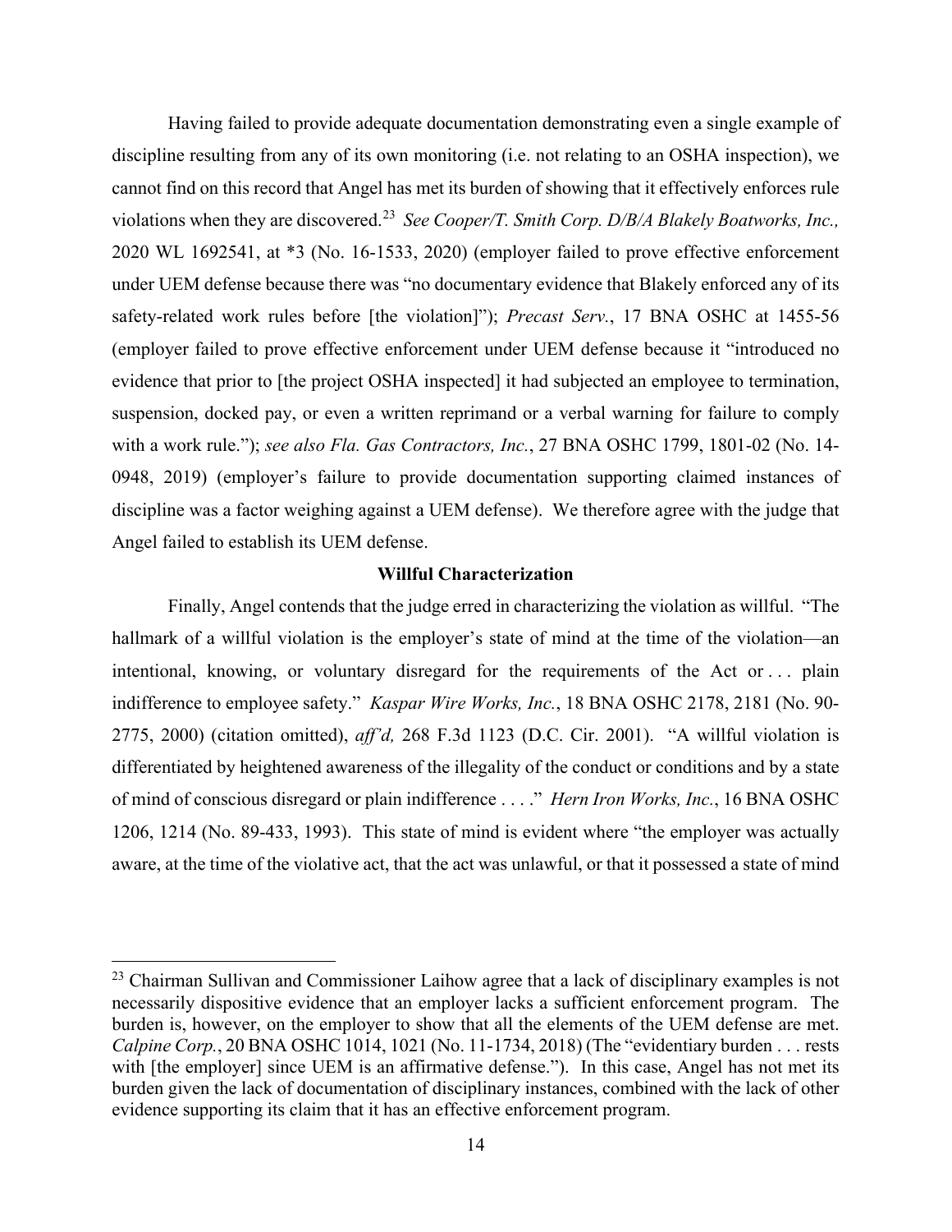Having failed to provide adequate documentation demonstrating even a single example of discipline resulting from any of its own monitoring (i.e. not relating to an OSHA inspection), we cannot find on this record that Angel has met its burden of showing that it effectively enforces rule violations when they are discovered.[23] *See Cooper/T. Smith Corp. D/B/A Blakely Boatworks, Inc.,* 2020 WL 1692541, at *3 (No. 16-1533, 2020) (employer failed to prove effective enforcement under UEM defense because there was "no documentary evidence that Blakely enforced any of its safety-related work rules before [the violation]"); *Precast Serv.*, 17 BNA OSHC at 1455-56 (employer failed to prove effective enforcement under UEM defense because it "introduced no evidence that prior to [the project OSHA inspected] it had subjected an employee to termination, suspension, docked pay, or even a written reprimand or a verbal warning for failure to comply with a work rule."); *see also Fla. Gas Contractors, Inc.*, 27 BNA OSHC 1799, 1801-02 (No. 14-0948, 2019) (employer's failure to provide documentation supporting claimed instances of discipline was a factor weighing against a UEM defense). We therefore agree with the judge that Angel failed to establish its UEM defense.

### Willful Characterization

Finally, Angel contends that the judge erred in characterizing the violation as willful. "The hallmark of a willful violation is the employer's state of mind at the time of the violation—an intentional, knowing, or voluntary disregard for the requirements of the Act or . . . plain indifference to employee safety." *Kaspar Wire Works, Inc.*, 18 BNA OSHC 2178, 2181 (No. 90-2775, 2000) (citation omitted), *aff'd,* 268 F.3d 1123 (D.C. Cir. 2001). "A willful violation is differentiated by heightened awareness of the illegality of the conduct or conditions and by a state of mind of conscious disregard or plain indifference . . . ." *Hern Iron Works, Inc.*, 16 BNA OSHC 1206, 1214 (No. 89-433, 1993). This state of mind is evident where "the employer was actually aware, at the time of the violative act, that the act was unlawful, or that it possessed a state of mind

---

[23] Chairman Sullivan and Commissioner Laihow agree that a lack of disciplinary examples is not necessarily dispositive evidence that an employer lacks a sufficient enforcement program. The burden is, however, on the employer to show that all the elements of the UEM defense are met. *Calpine Corp.*, 20 BNA OSHC 1014, 1021 (No. 11-1734, 2018) (The "evidentiary burden . . . rests with [the employer] since UEM is an affirmative defense."). In this case, Angel has not met its burden given the lack of documentation of disciplinary instances, combined with the lack of other evidence supporting its claim that it has an effective enforcement program.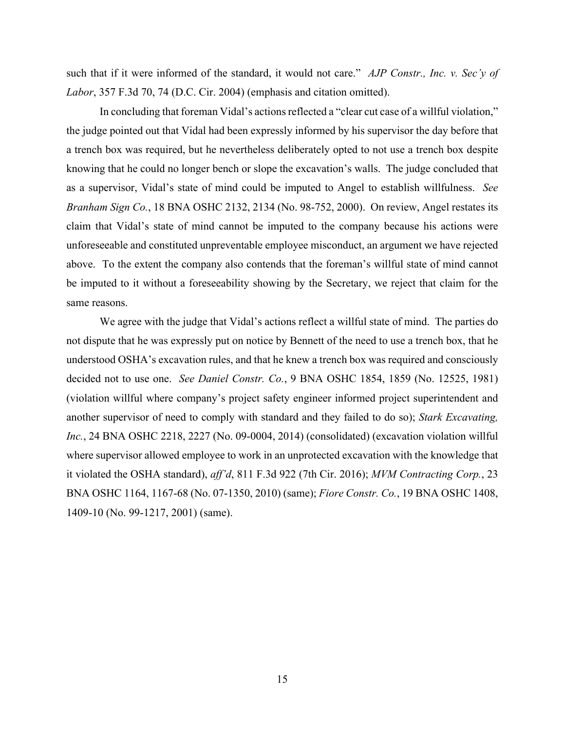such that if it were informed of the standard, it would not care." *AJP Constr., Inc. v. Sec'y of Labor*, 357 F.3d 70, 74 (D.C. Cir. 2004) (emphasis and citation omitted).

In concluding that foreman Vidal's actions reflected a "clear cut case of a willful violation," the judge pointed out that Vidal had been expressly informed by his supervisor the day before that a trench box was required, but he nevertheless deliberately opted to not use a trench box despite knowing that he could no longer bench or slope the excavation's walls. The judge concluded that as a supervisor, Vidal's state of mind could be imputed to Angel to establish willfulness. *See Branham Sign Co.*, 18 BNA OSHC 2132, 2134 (No. 98-752, 2000). On review, Angel restates its claim that Vidal's state of mind cannot be imputed to the company because his actions were unforeseeable and constituted unpreventable employee misconduct, an argument we have rejected above. To the extent the company also contends that the foreman's willful state of mind cannot be imputed to it without a foreseeability showing by the Secretary, we reject that claim for the same reasons.

We agree with the judge that Vidal's actions reflect a willful state of mind. The parties do not dispute that he was expressly put on notice by Bennett of the need to use a trench box, that he understood OSHA's excavation rules, and that he knew a trench box was required and consciously decided not to use one. *See Daniel Constr. Co.*, 9 BNA OSHC 1854, 1859 (No. 12525, 1981) (violation willful where company's project safety engineer informed project superintendent and another supervisor of need to comply with standard and they failed to do so); *Stark Excavating, Inc.*, 24 BNA OSHC 2218, 2227 (No. 09-0004, 2014) (consolidated) (excavation violation willful where supervisor allowed employee to work in an unprotected excavation with the knowledge that it violated the OSHA standard), *aff'd*, 811 F.3d 922 (7th Cir. 2016); *MVM Contracting Corp.*, 23 BNA OSHC 1164, 1167-68 (No. 07-1350, 2010) (same); *Fiore Constr. Co.*, 19 BNA OSHC 1408, 1409-10 (No. 99-1217, 2001) (same).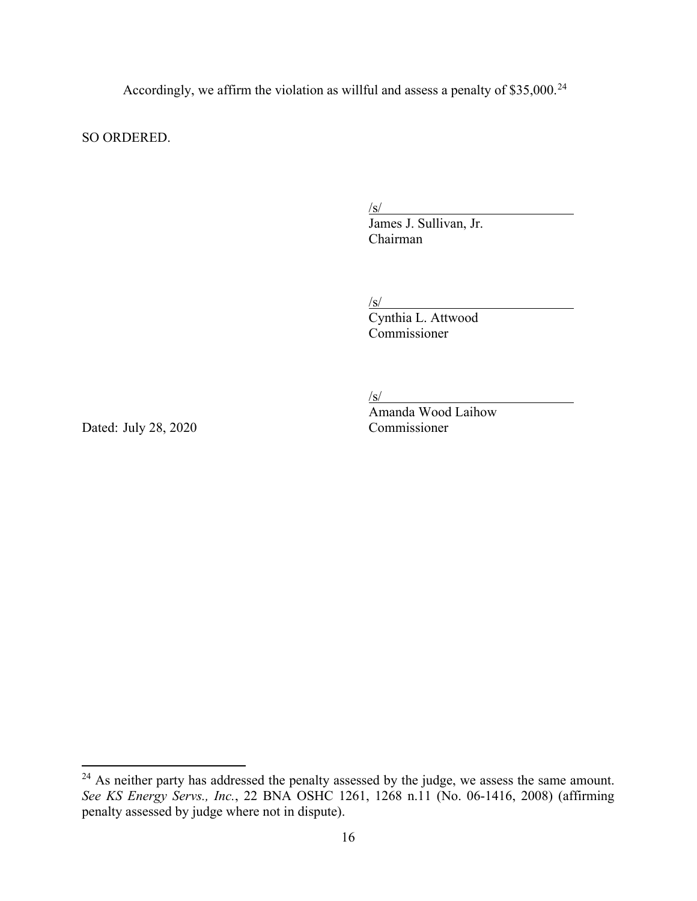Accordingly, we affirm the violation as willful and assess a penalty of $35,000.[24]

SO ORDERED.

/s/
James J. Sullivan, Jr.
Chairman

/s/
Cynthia L. Attwood
Commissioner

/s/
Amanda Wood Laihow
Commissioner

Dated: July 28, 2020

[24] As neither party has addressed the penalty assessed by the judge, we assess the same amount. *See KS Energy Servs., Inc.*, 22 BNA OSHC 1261, 1268 n.11 (No. 06-1416, 2008) (affirming penalty assessed by judge where not in dispute).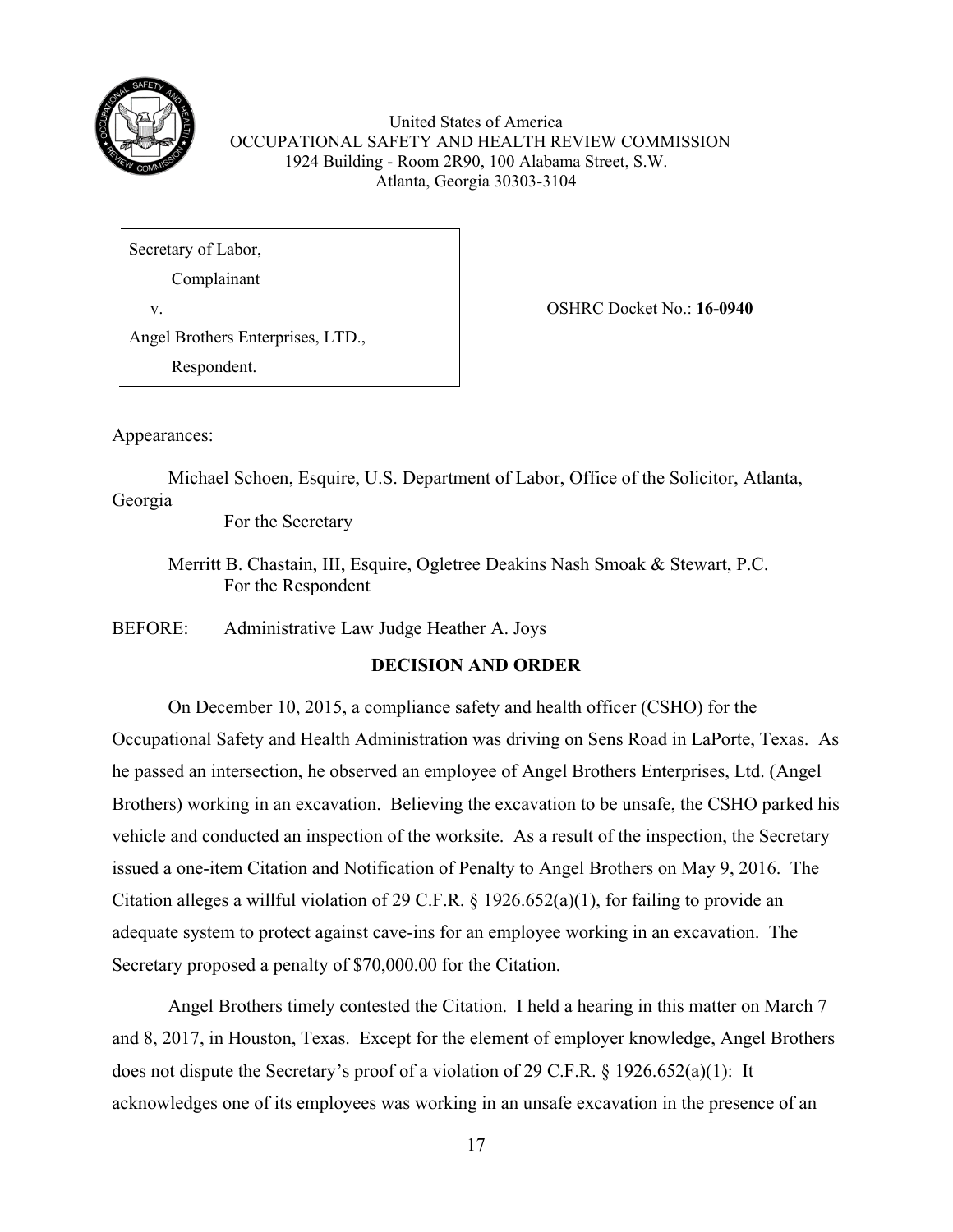United States of America
OCCUPATIONAL SAFETY AND HEALTH REVIEW COMMISSION
1924 Building - Room 2R90, 100 Alabama Street, S.W.
Atlanta, Georgia 30303-3104

| | |
|---|---|
| Secretary of Labor,<br>Complainant<br>v.<br>Angel Brothers Enterprises, LTD.,<br>Respondent. | OSHRC Docket No.: **16-0940** |

Appearances:

Michael Schoen, Esquire, U.S. Department of Labor, Office of the Solicitor, Atlanta, Georgia
For the Secretary

Merritt B. Chastain, III, Esquire, Ogletree Deakins Nash Smoak & Stewart, P.C.
For the Respondent

BEFORE: Administrative Law Judge Heather A. Joys

## DECISION AND ORDER

On December 10, 2015, a compliance safety and health officer (CSHO) for the Occupational Safety and Health Administration was driving on Sens Road in LaPorte, Texas. As he passed an intersection, he observed an employee of Angel Brothers Enterprises, Ltd. (Angel Brothers) working in an excavation. Believing the excavation to be unsafe, the CSHO parked his vehicle and conducted an inspection of the worksite. As a result of the inspection, the Secretary issued a one-item Citation and Notification of Penalty to Angel Brothers on May 9, 2016. The Citation alleges a willful violation of 29 C.F.R. § 1926.652(a)(1), for failing to provide an adequate system to protect against cave-ins for an employee working in an excavation. The Secretary proposed a penalty of $70,000.00 for the Citation.

Angel Brothers timely contested the Citation. I held a hearing in this matter on March 7 and 8, 2017, in Houston, Texas. Except for the element of employer knowledge, Angel Brothers does not dispute the Secretary's proof of a violation of 29 C.F.R. § 1926.652(a)(1): It acknowledges one of its employees was working in an unsafe excavation in the presence of an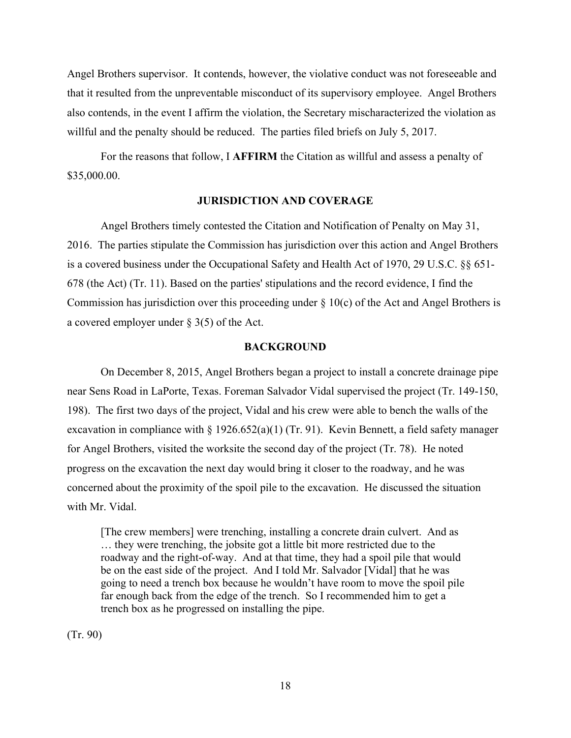Angel Brothers supervisor. It contends, however, the violative conduct was not foreseeable and that it resulted from the unpreventable misconduct of its supervisory employee. Angel Brothers also contends, in the event I affirm the violation, the Secretary mischaracterized the violation as willful and the penalty should be reduced. The parties filed briefs on July 5, 2017.

For the reasons that follow, I **AFFIRM** the Citation as willful and assess a penalty of $35,000.00.

## JURISDICTION AND COVERAGE

Angel Brothers timely contested the Citation and Notification of Penalty on May 31, 2016. The parties stipulate the Commission has jurisdiction over this action and Angel Brothers is a covered business under the Occupational Safety and Health Act of 1970, 29 U.S.C. §§ 651-678 (the Act) (Tr. 11). Based on the parties' stipulations and the record evidence, I find the Commission has jurisdiction over this proceeding under § 10(c) of the Act and Angel Brothers is a covered employer under § 3(5) of the Act.

## BACKGROUND

On December 8, 2015, Angel Brothers began a project to install a concrete drainage pipe near Sens Road in LaPorte, Texas. Foreman Salvador Vidal supervised the project (Tr. 149-150, 198). The first two days of the project, Vidal and his crew were able to bench the walls of the excavation in compliance with § 1926.652(a)(1) (Tr. 91). Kevin Bennett, a field safety manager for Angel Brothers, visited the worksite the second day of the project (Tr. 78). He noted progress on the excavation the next day would bring it closer to the roadway, and he was concerned about the proximity of the spoil pile to the excavation. He discussed the situation with Mr. Vidal.

> [The crew members] were trenching, installing a concrete drain culvert. And as … they were trenching, the jobsite got a little bit more restricted due to the roadway and the right-of-way. And at that time, they had a spoil pile that would be on the east side of the project. And I told Mr. Salvador [Vidal] that he was going to need a trench box because he wouldn't have room to move the spoil pile far enough back from the edge of the trench. So I recommended him to get a trench box as he progressed on installing the pipe.

(Tr. 90)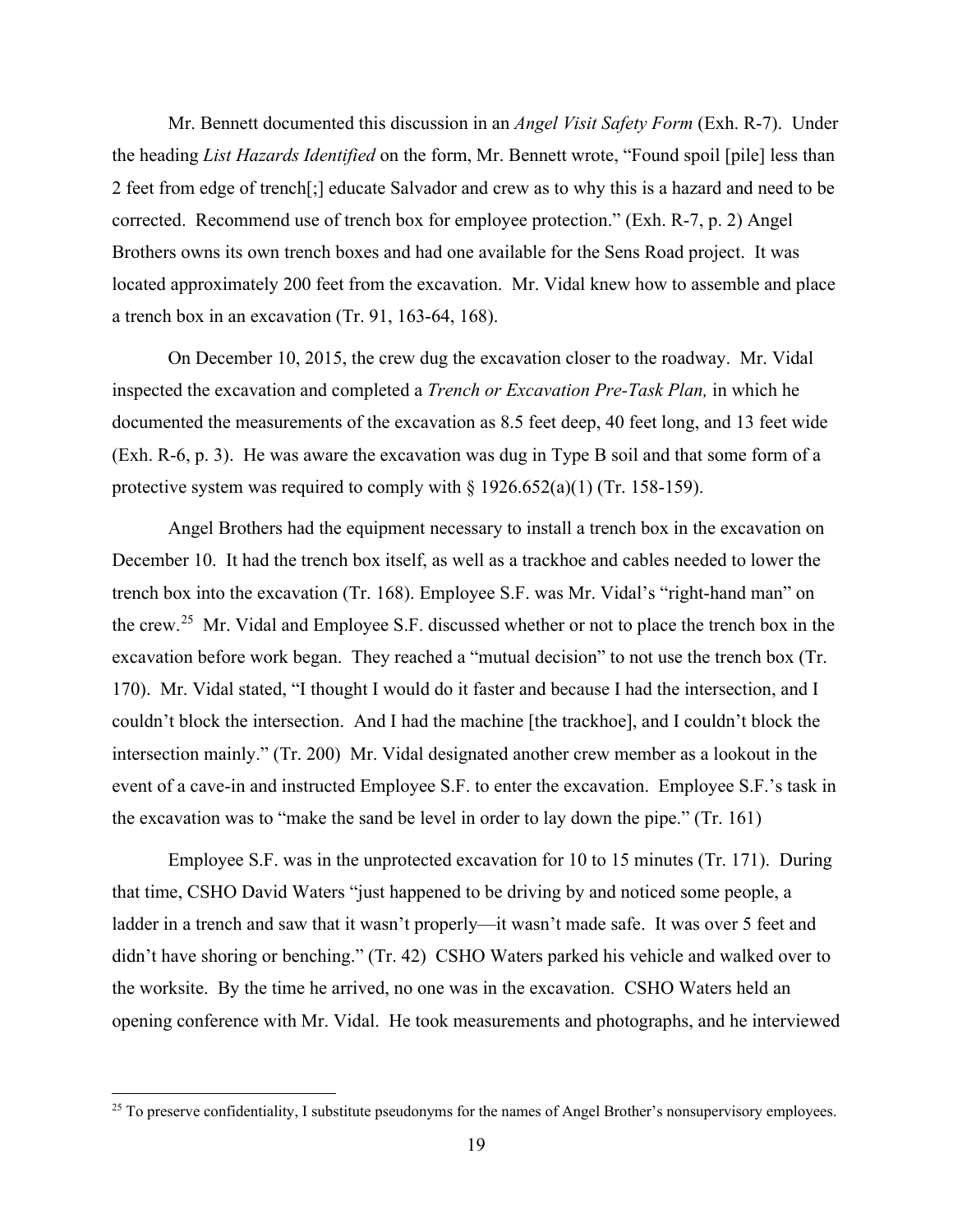Mr. Bennett documented this discussion in an *Angel Visit Safety Form* (Exh. R-7). Under the heading *List Hazards Identified* on the form, Mr. Bennett wrote, "Found spoil [pile] less than 2 feet from edge of trench[;] educate Salvador and crew as to why this is a hazard and need to be corrected. Recommend use of trench box for employee protection." (Exh. R-7, p. 2) Angel Brothers owns its own trench boxes and had one available for the Sens Road project. It was located approximately 200 feet from the excavation. Mr. Vidal knew how to assemble and place a trench box in an excavation (Tr. 91, 163-64, 168).

On December 10, 2015, the crew dug the excavation closer to the roadway. Mr. Vidal inspected the excavation and completed a *Trench or Excavation Pre-Task Plan,* in which he documented the measurements of the excavation as 8.5 feet deep, 40 feet long, and 13 feet wide (Exh. R-6, p. 3). He was aware the excavation was dug in Type B soil and that some form of a protective system was required to comply with § 1926.652(a)(1) (Tr. 158-159).

Angel Brothers had the equipment necessary to install a trench box in the excavation on December 10. It had the trench box itself, as well as a trackhoe and cables needed to lower the trench box into the excavation (Tr. 168). Employee S.F. was Mr. Vidal's "right-hand man" on the crew.[25] Mr. Vidal and Employee S.F. discussed whether or not to place the trench box in the excavation before work began. They reached a "mutual decision" to not use the trench box (Tr. 170). Mr. Vidal stated, "I thought I would do it faster and because I had the intersection, and I couldn't block the intersection. And I had the machine [the trackhoe], and I couldn't block the intersection mainly." (Tr. 200) Mr. Vidal designated another crew member as a lookout in the event of a cave-in and instructed Employee S.F. to enter the excavation. Employee S.F.'s task in the excavation was to "make the sand be level in order to lay down the pipe." (Tr. 161)

Employee S.F. was in the unprotected excavation for 10 to 15 minutes (Tr. 171). During that time, CSHO David Waters "just happened to be driving by and noticed some people, a ladder in a trench and saw that it wasn't properly—it wasn't made safe. It was over 5 feet and didn't have shoring or benching." (Tr. 42) CSHO Waters parked his vehicle and walked over to the worksite. By the time he arrived, no one was in the excavation. CSHO Waters held an opening conference with Mr. Vidal. He took measurements and photographs, and he interviewed

[25] To preserve confidentiality, I substitute pseudonyms for the names of Angel Brother's nonsupervisory employees.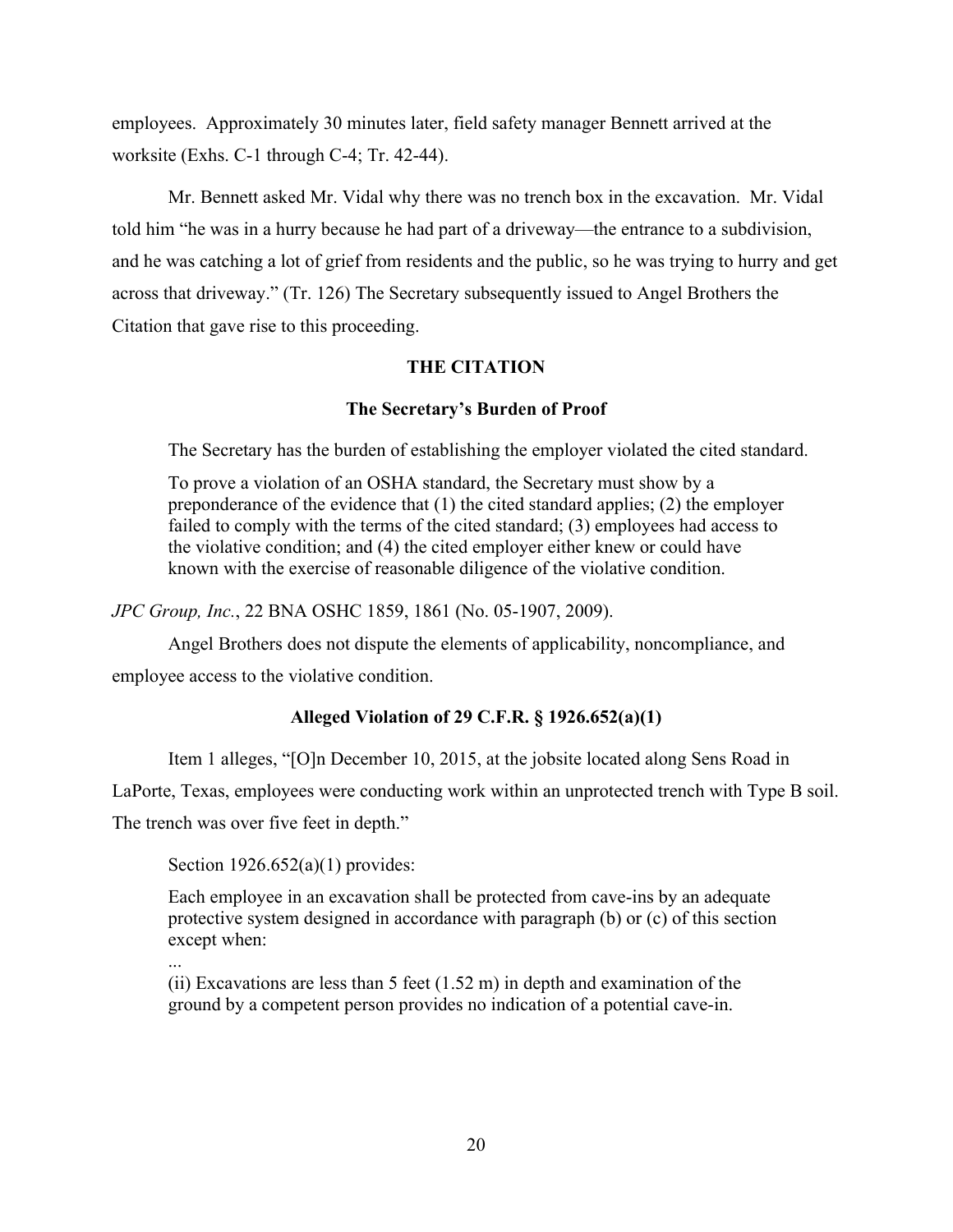employees. Approximately 30 minutes later, field safety manager Bennett arrived at the worksite (Exhs. C-1 through C-4; Tr. 42-44).

Mr. Bennett asked Mr. Vidal why there was no trench box in the excavation. Mr. Vidal told him "he was in a hurry because he had part of a driveway—the entrance to a subdivision, and he was catching a lot of grief from residents and the public, so he was trying to hurry and get across that driveway." (Tr. 126) The Secretary subsequently issued to Angel Brothers the Citation that gave rise to this proceeding.

## THE CITATION

### The Secretary's Burden of Proof

The Secretary has the burden of establishing the employer violated the cited standard.

> To prove a violation of an OSHA standard, the Secretary must show by a preponderance of the evidence that (1) the cited standard applies; (2) the employer failed to comply with the terms of the cited standard; (3) employees had access to the violative condition; and (4) the cited employer either knew or could have known with the exercise of reasonable diligence of the violative condition.

*JPC Group, Inc.*, 22 BNA OSHC 1859, 1861 (No. 05-1907, 2009).

Angel Brothers does not dispute the elements of applicability, noncompliance, and employee access to the violative condition.

### Alleged Violation of 29 C.F.R. § 1926.652(a)(1)

Item 1 alleges, "[O]n December 10, 2015, at the jobsite located along Sens Road in LaPorte, Texas, employees were conducting work within an unprotected trench with Type B soil. The trench was over five feet in depth."

Section 1926.652(a)(1) provides:

> Each employee in an excavation shall be protected from cave-ins by an adequate protective system designed in accordance with paragraph (b) or (c) of this section except when:
>
> ...
>
> (ii) Excavations are less than 5 feet (1.52 m) in depth and examination of the ground by a competent person provides no indication of a potential cave-in.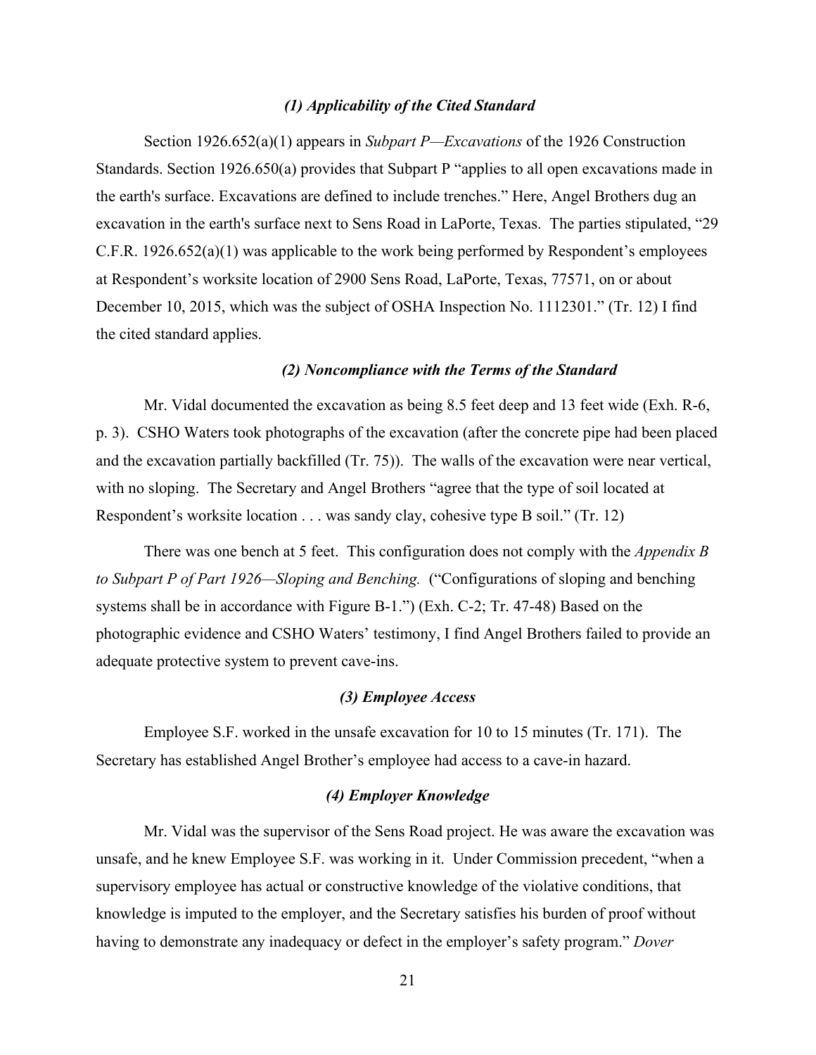### *(1) Applicability of the Cited Standard*

Section 1926.652(a)(1) appears in *Subpart P—Excavations* of the 1926 Construction Standards. Section 1926.650(a) provides that Subpart P "applies to all open excavations made in the earth's surface. Excavations are defined to include trenches." Here, Angel Brothers dug an excavation in the earth's surface next to Sens Road in LaPorte, Texas. The parties stipulated, "29 C.F.R. 1926.652(a)(1) was applicable to the work being performed by Respondent's employees at Respondent's worksite location of 2900 Sens Road, LaPorte, Texas, 77571, on or about December 10, 2015, which was the subject of OSHA Inspection No. 1112301." (Tr. 12) I find the cited standard applies.

### *(2) Noncompliance with the Terms of the Standard*

Mr. Vidal documented the excavation as being 8.5 feet deep and 13 feet wide (Exh. R-6, p. 3). CSHO Waters took photographs of the excavation (after the concrete pipe had been placed and the excavation partially backfilled (Tr. 75)). The walls of the excavation were near vertical, with no sloping. The Secretary and Angel Brothers "agree that the type of soil located at Respondent's worksite location . . . was sandy clay, cohesive type B soil." (Tr. 12)

There was one bench at 5 feet. This configuration does not comply with the *Appendix B to Subpart P of Part 1926—Sloping and Benching.* ("Configurations of sloping and benching systems shall be in accordance with Figure B-1.") (Exh. C-2; Tr. 47-48) Based on the photographic evidence and CSHO Waters' testimony, I find Angel Brothers failed to provide an adequate protective system to prevent cave-ins.

### *(3) Employee Access*

Employee S.F. worked in the unsafe excavation for 10 to 15 minutes (Tr. 171). The Secretary has established Angel Brother's employee had access to a cave-in hazard.

### *(4) Employer Knowledge*

Mr. Vidal was the supervisor of the Sens Road project. He was aware the excavation was unsafe, and he knew Employee S.F. was working in it. Under Commission precedent, "when a supervisory employee has actual or constructive knowledge of the violative conditions, that knowledge is imputed to the employer, and the Secretary satisfies his burden of proof without having to demonstrate any inadequacy or defect in the employer's safety program." *Dover*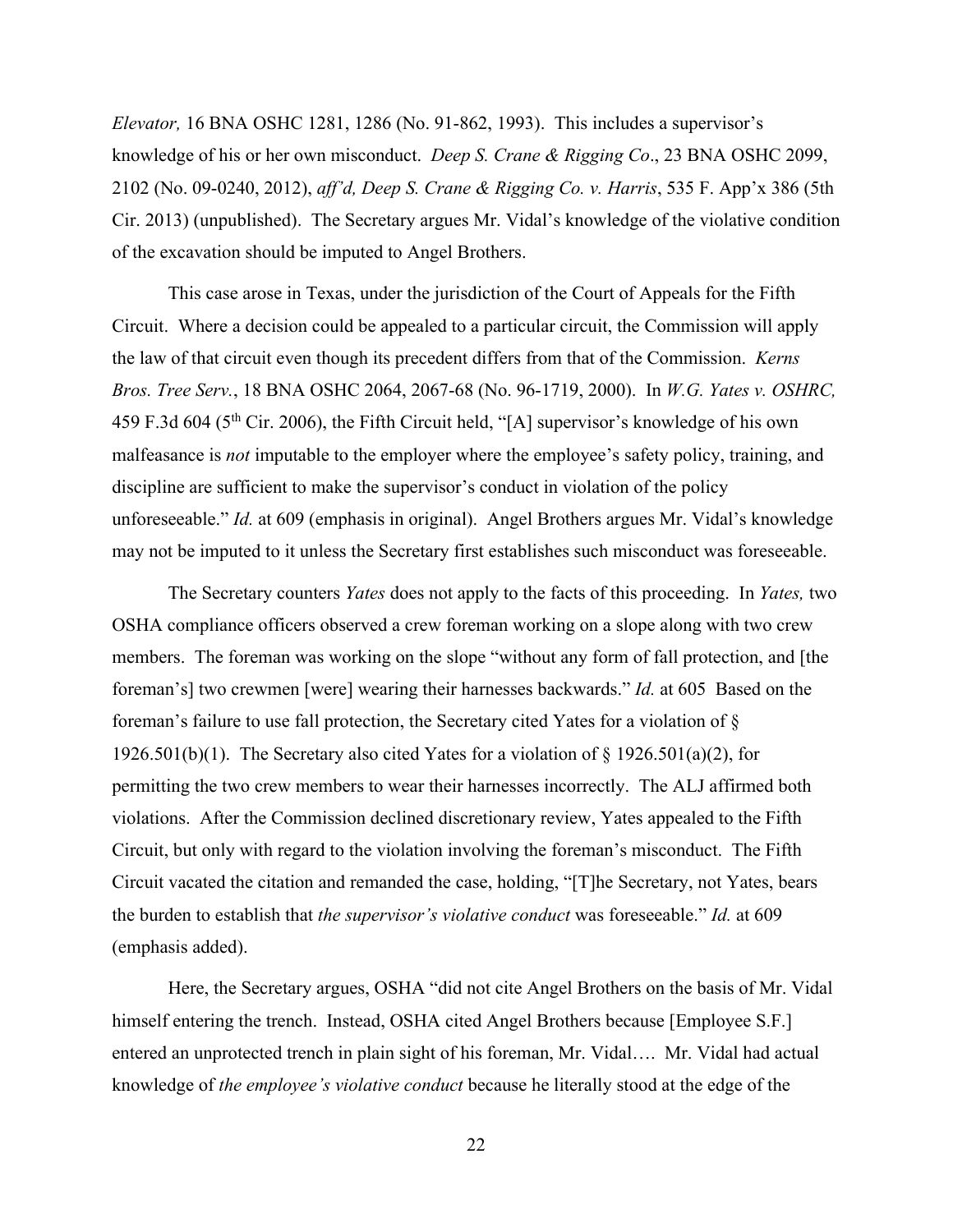*Elevator,* 16 BNA OSHC 1281, 1286 (No. 91-862, 1993). This includes a supervisor's knowledge of his or her own misconduct. *Deep S. Crane & Rigging Co*., 23 BNA OSHC 2099, 2102 (No. 09-0240, 2012), *aff'd, Deep S. Crane & Rigging Co. v. Harris*, 535 F. App'x 386 (5th Cir. 2013) (unpublished). The Secretary argues Mr. Vidal's knowledge of the violative condition of the excavation should be imputed to Angel Brothers.

This case arose in Texas, under the jurisdiction of the Court of Appeals for the Fifth Circuit. Where a decision could be appealed to a particular circuit, the Commission will apply the law of that circuit even though its precedent differs from that of the Commission. *Kerns Bros. Tree Serv.*, 18 BNA OSHC 2064, 2067-68 (No. 96-1719, 2000). In *W.G. Yates v. OSHRC,* 459 F.3d 604 (5th Cir. 2006), the Fifth Circuit held, "[A] supervisor's knowledge of his own malfeasance is *not* imputable to the employer where the employee's safety policy, training, and discipline are sufficient to make the supervisor's conduct in violation of the policy unforeseeable." *Id.* at 609 (emphasis in original). Angel Brothers argues Mr. Vidal's knowledge may not be imputed to it unless the Secretary first establishes such misconduct was foreseeable.

The Secretary counters *Yates* does not apply to the facts of this proceeding. In *Yates,* two OSHA compliance officers observed a crew foreman working on a slope along with two crew members. The foreman was working on the slope "without any form of fall protection, and [the foreman's] two crewmen [were] wearing their harnesses backwards." *Id.* at 605 Based on the foreman's failure to use fall protection, the Secretary cited Yates for a violation of § 1926.501(b)(1). The Secretary also cited Yates for a violation of § 1926.501(a)(2), for permitting the two crew members to wear their harnesses incorrectly. The ALJ affirmed both violations. After the Commission declined discretionary review, Yates appealed to the Fifth Circuit, but only with regard to the violation involving the foreman's misconduct. The Fifth Circuit vacated the citation and remanded the case, holding, "[T]he Secretary, not Yates, bears the burden to establish that *the supervisor's violative conduct* was foreseeable." *Id.* at 609 (emphasis added).

Here, the Secretary argues, OSHA "did not cite Angel Brothers on the basis of Mr. Vidal himself entering the trench. Instead, OSHA cited Angel Brothers because [Employee S.F.] entered an unprotected trench in plain sight of his foreman, Mr. Vidal…. Mr. Vidal had actual knowledge of *the employee's violative conduct* because he literally stood at the edge of the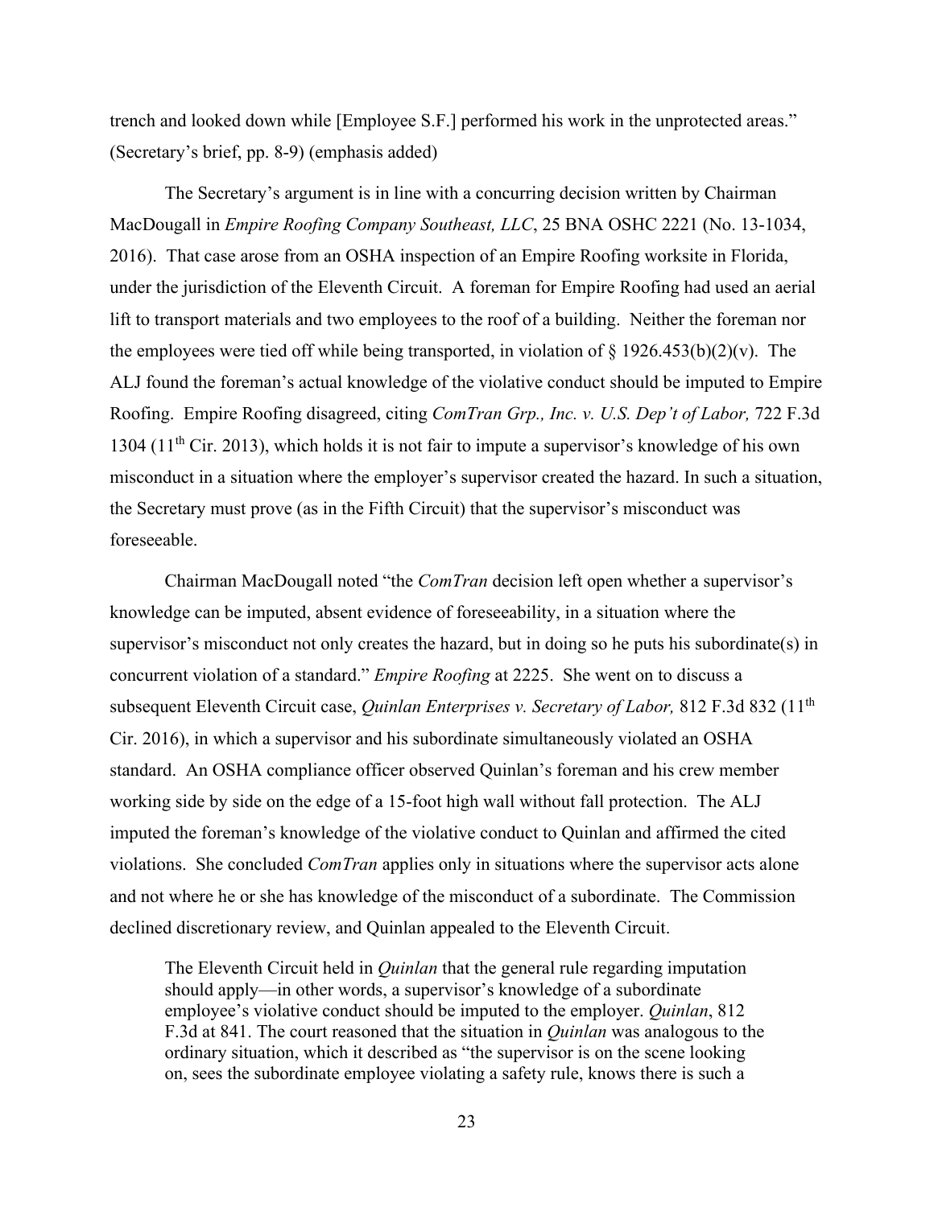trench and looked down while [Employee S.F.] performed his work in the unprotected areas." (Secretary's brief, pp. 8-9) (emphasis added)

The Secretary's argument is in line with a concurring decision written by Chairman MacDougall in *Empire Roofing Company Southeast, LLC*, 25 BNA OSHC 2221 (No. 13-1034, 2016). That case arose from an OSHA inspection of an Empire Roofing worksite in Florida, under the jurisdiction of the Eleventh Circuit. A foreman for Empire Roofing had used an aerial lift to transport materials and two employees to the roof of a building. Neither the foreman nor the employees were tied off while being transported, in violation of § 1926.453(b)(2)(v). The ALJ found the foreman's actual knowledge of the violative conduct should be imputed to Empire Roofing. Empire Roofing disagreed, citing *ComTran Grp., Inc. v. U.S. Dep't of Labor,* 722 F.3d 1304 (11th Cir. 2013), which holds it is not fair to impute a supervisor's knowledge of his own misconduct in a situation where the employer's supervisor created the hazard. In such a situation, the Secretary must prove (as in the Fifth Circuit) that the supervisor's misconduct was foreseeable.

Chairman MacDougall noted "the *ComTran* decision left open whether a supervisor's knowledge can be imputed, absent evidence of foreseeability, in a situation where the supervisor's misconduct not only creates the hazard, but in doing so he puts his subordinate(s) in concurrent violation of a standard." *Empire Roofing* at 2225. She went on to discuss a subsequent Eleventh Circuit case, *Quinlan Enterprises v. Secretary of Labor,* 812 F.3d 832 (11th Cir. 2016), in which a supervisor and his subordinate simultaneously violated an OSHA standard. An OSHA compliance officer observed Quinlan's foreman and his crew member working side by side on the edge of a 15-foot high wall without fall protection. The ALJ imputed the foreman's knowledge of the violative conduct to Quinlan and affirmed the cited violations. She concluded *ComTran* applies only in situations where the supervisor acts alone and not where he or she has knowledge of the misconduct of a subordinate. The Commission declined discretionary review, and Quinlan appealed to the Eleventh Circuit.

> The Eleventh Circuit held in *Quinlan* that the general rule regarding imputation should apply—in other words, a supervisor's knowledge of a subordinate employee's violative conduct should be imputed to the employer. *Quinlan*, 812 F.3d at 841. The court reasoned that the situation in *Quinlan* was analogous to the ordinary situation, which it described as "the supervisor is on the scene looking on, sees the subordinate employee violating a safety rule, knows there is such a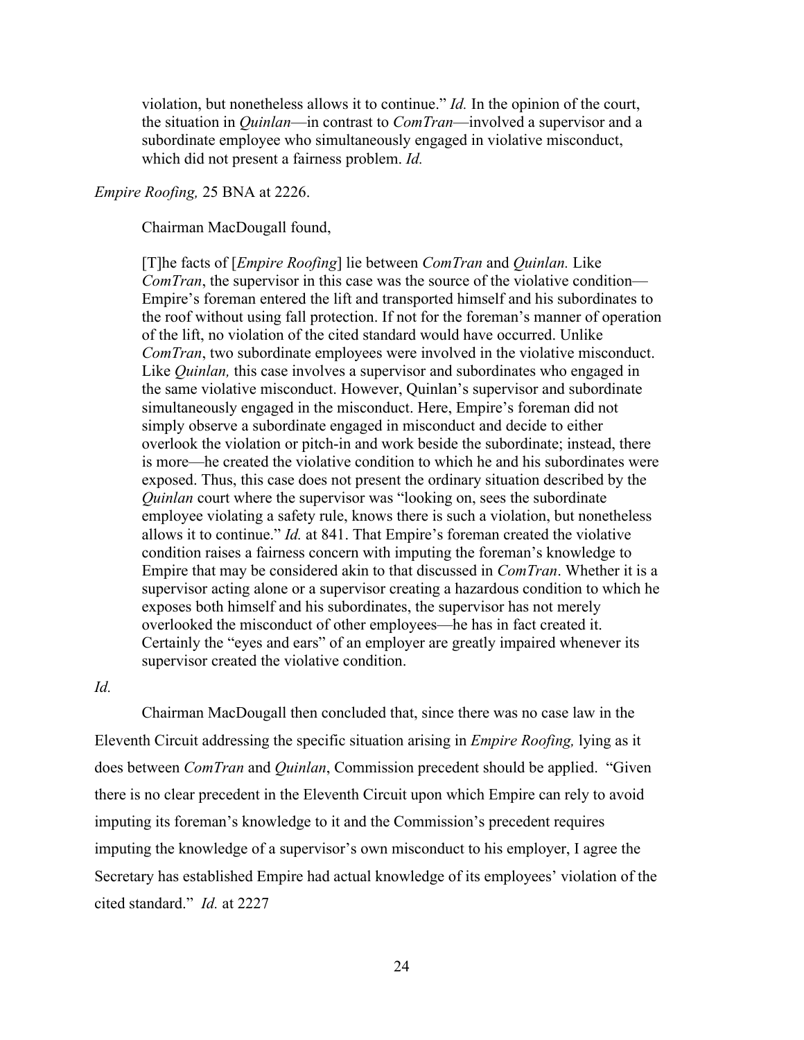> violation, but nonetheless allows it to continue." *Id.* In the opinion of the court, the situation in *Quinlan*—in contrast to *ComTran*—involved a supervisor and a subordinate employee who simultaneously engaged in violative misconduct, which did not present a fairness problem. *Id.*

*Empire Roofing,* 25 BNA at 2226.

Chairman MacDougall found,

> [T]he facts of [*Empire Roofing*] lie between *ComTran* and *Quinlan.* Like *ComTran*, the supervisor in this case was the source of the violative condition—Empire's foreman entered the lift and transported himself and his subordinates to the roof without using fall protection. If not for the foreman's manner of operation of the lift, no violation of the cited standard would have occurred. Unlike *ComTran*, two subordinate employees were involved in the violative misconduct. Like *Quinlan,* this case involves a supervisor and subordinates who engaged in the same violative misconduct. However, Quinlan's supervisor and subordinate simultaneously engaged in the misconduct. Here, Empire's foreman did not simply observe a subordinate engaged in misconduct and decide to either overlook the violation or pitch-in and work beside the subordinate; instead, there is more—he created the violative condition to which he and his subordinates were exposed. Thus, this case does not present the ordinary situation described by the *Quinlan* court where the supervisor was "looking on, sees the subordinate employee violating a safety rule, knows there is such a violation, but nonetheless allows it to continue." *Id.* at 841. That Empire's foreman created the violative condition raises a fairness concern with imputing the foreman's knowledge to Empire that may be considered akin to that discussed in *ComTran*. Whether it is a supervisor acting alone or a supervisor creating a hazardous condition to which he exposes both himself and his subordinates, the supervisor has not merely overlooked the misconduct of other employees—he has in fact created it. Certainly the "eyes and ears" of an employer are greatly impaired whenever its supervisor created the violative condition.

*Id.*

Chairman MacDougall then concluded that, since there was no case law in the Eleventh Circuit addressing the specific situation arising in *Empire Roofing,* lying as it does between *ComTran* and *Quinlan*, Commission precedent should be applied. "Given there is no clear precedent in the Eleventh Circuit upon which Empire can rely to avoid imputing its foreman's knowledge to it and the Commission's precedent requires imputing the knowledge of a supervisor's own misconduct to his employer, I agree the Secretary has established Empire had actual knowledge of its employees' violation of the cited standard." *Id.* at 2227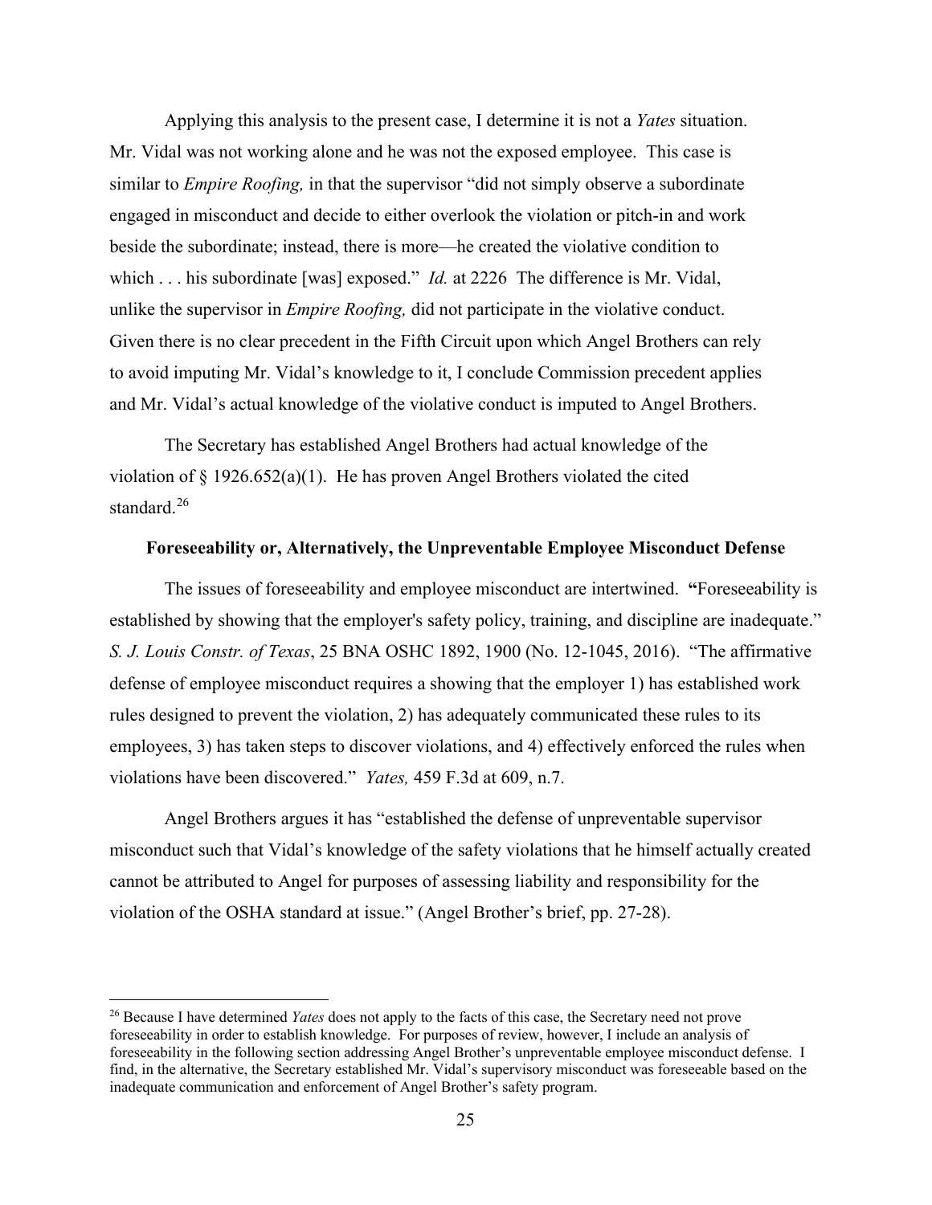Applying this analysis to the present case, I determine it is not a *Yates* situation. Mr. Vidal was not working alone and he was not the exposed employee. This case is similar to *Empire Roofing,* in that the supervisor "did not simply observe a subordinate engaged in misconduct and decide to either overlook the violation or pitch-in and work beside the subordinate; instead, there is more—he created the violative condition to which . . . his subordinate [was] exposed." *Id.* at 2226 The difference is Mr. Vidal, unlike the supervisor in *Empire Roofing,* did not participate in the violative conduct. Given there is no clear precedent in the Fifth Circuit upon which Angel Brothers can rely to avoid imputing Mr. Vidal's knowledge to it, I conclude Commission precedent applies and Mr. Vidal's actual knowledge of the violative conduct is imputed to Angel Brothers.

The Secretary has established Angel Brothers had actual knowledge of the violation of § 1926.652(a)(1). He has proven Angel Brothers violated the cited standard.[26]

### Foreseeability or, Alternatively, the Unpreventable Employee Misconduct Defense

The issues of foreseeability and employee misconduct are intertwined. **"**Foreseeability is established by showing that the employer's safety policy, training, and discipline are inadequate." *S. J. Louis Constr. of Texas*, 25 BNA OSHC 1892, 1900 (No. 12-1045, 2016). "The affirmative defense of employee misconduct requires a showing that the employer 1) has established work rules designed to prevent the violation, 2) has adequately communicated these rules to its employees, 3) has taken steps to discover violations, and 4) effectively enforced the rules when violations have been discovered." *Yates,* 459 F.3d at 609, n.7.

Angel Brothers argues it has "established the defense of unpreventable supervisor misconduct such that Vidal's knowledge of the safety violations that he himself actually created cannot be attributed to Angel for purposes of assessing liability and responsibility for the violation of the OSHA standard at issue." (Angel Brother's brief, pp. 27-28).

---

[26] Because I have determined *Yates* does not apply to the facts of this case, the Secretary need not prove foreseeability in order to establish knowledge. For purposes of review, however, I include an analysis of foreseeability in the following section addressing Angel Brother's unpreventable employee misconduct defense. I find, in the alternative, the Secretary established Mr. Vidal's supervisory misconduct was foreseeable based on the inadequate communication and enforcement of Angel Brother's safety program.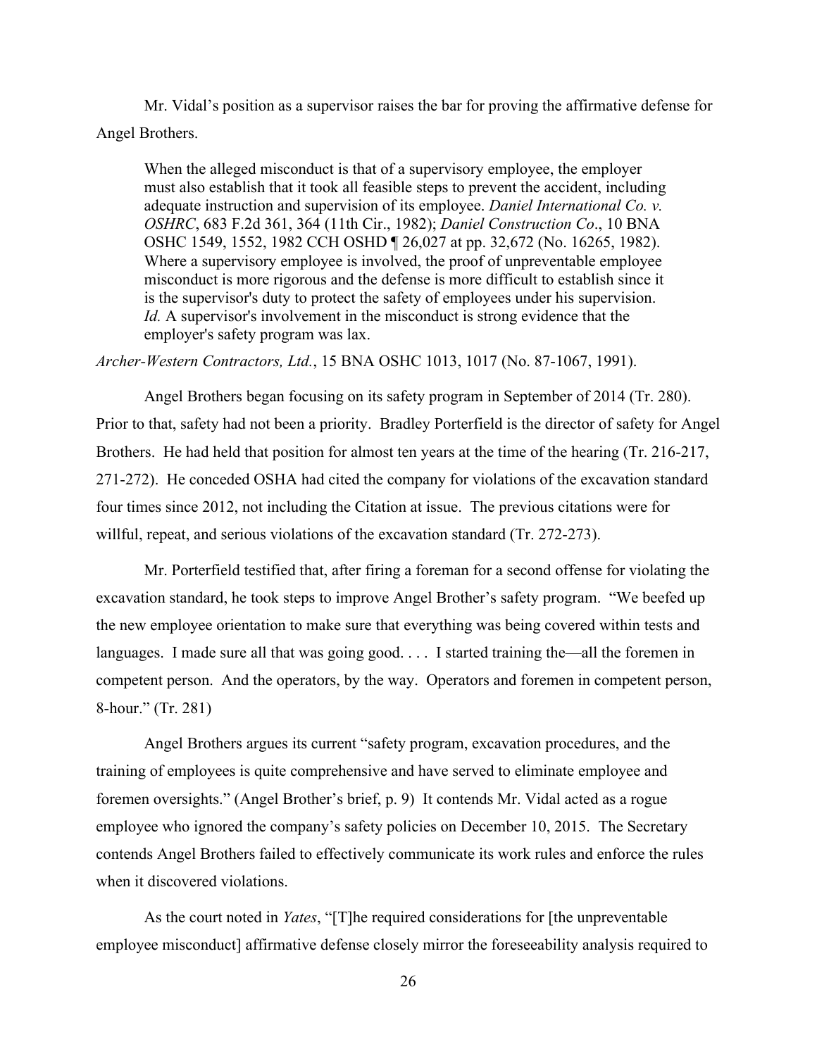Mr. Vidal's position as a supervisor raises the bar for proving the affirmative defense for Angel Brothers.

> When the alleged misconduct is that of a supervisory employee, the employer must also establish that it took all feasible steps to prevent the accident, including adequate instruction and supervision of its employee. *Daniel International Co. v. OSHRC*, 683 F.2d 361, 364 (11th Cir., 1982); *Daniel Construction Co*., 10 BNA OSHC 1549, 1552, 1982 CCH OSHD ¶ 26,027 at pp. 32,672 (No. 16265, 1982). Where a supervisory employee is involved, the proof of unpreventable employee misconduct is more rigorous and the defense is more difficult to establish since it is the supervisor's duty to protect the safety of employees under his supervision. *Id.* A supervisor's involvement in the misconduct is strong evidence that the employer's safety program was lax.

*Archer-Western Contractors, Ltd.*, 15 BNA OSHC 1013, 1017 (No. 87-1067, 1991).

Angel Brothers began focusing on its safety program in September of 2014 (Tr. 280). Prior to that, safety had not been a priority. Bradley Porterfield is the director of safety for Angel Brothers. He had held that position for almost ten years at the time of the hearing (Tr. 216-217, 271-272). He conceded OSHA had cited the company for violations of the excavation standard four times since 2012, not including the Citation at issue. The previous citations were for willful, repeat, and serious violations of the excavation standard (Tr. 272-273).

Mr. Porterfield testified that, after firing a foreman for a second offense for violating the excavation standard, he took steps to improve Angel Brother's safety program. "We beefed up the new employee orientation to make sure that everything was being covered within tests and languages. I made sure all that was going good. . . . I started training the—all the foremen in competent person. And the operators, by the way. Operators and foremen in competent person, 8-hour." (Tr. 281)

Angel Brothers argues its current "safety program, excavation procedures, and the training of employees is quite comprehensive and have served to eliminate employee and foremen oversights." (Angel Brother's brief, p. 9) It contends Mr. Vidal acted as a rogue employee who ignored the company's safety policies on December 10, 2015. The Secretary contends Angel Brothers failed to effectively communicate its work rules and enforce the rules when it discovered violations.

As the court noted in *Yates*, "[T]he required considerations for [the unpreventable employee misconduct] affirmative defense closely mirror the foreseeability analysis required to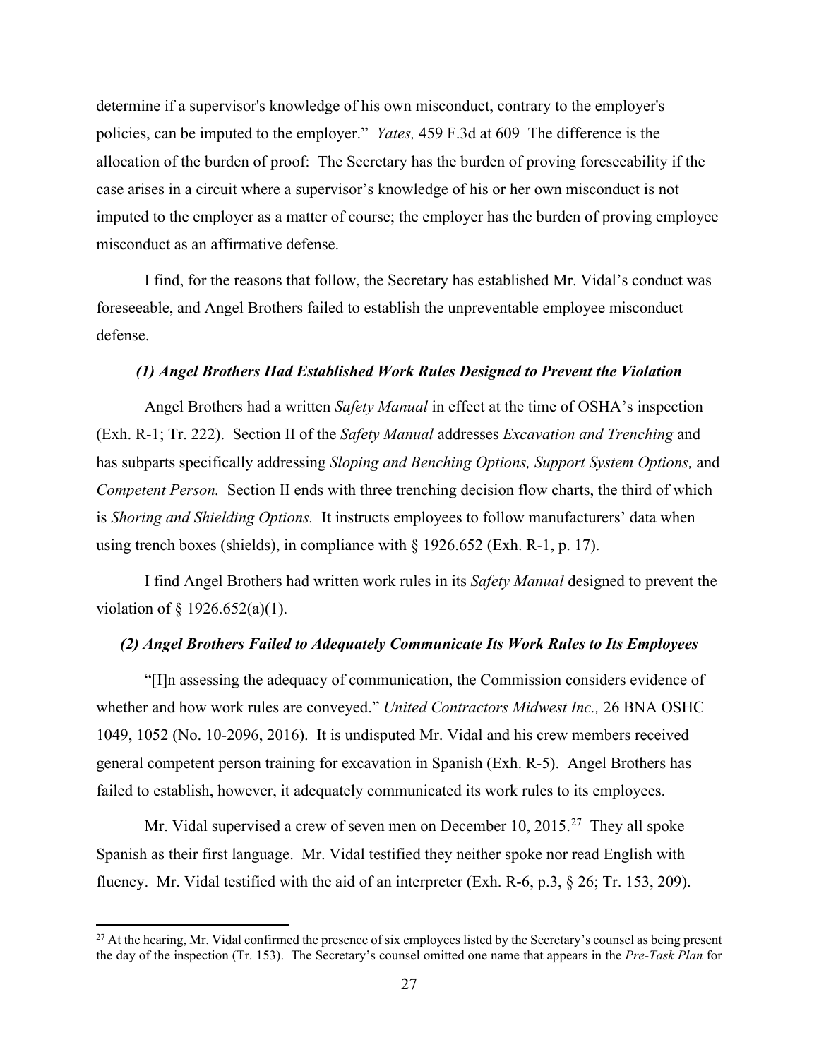determine if a supervisor's knowledge of his own misconduct, contrary to the employer's policies, can be imputed to the employer." *Yates,* 459 F.3d at 609 The difference is the allocation of the burden of proof: The Secretary has the burden of proving foreseeability if the case arises in a circuit where a supervisor's knowledge of his or her own misconduct is not imputed to the employer as a matter of course; the employer has the burden of proving employee misconduct as an affirmative defense.

I find, for the reasons that follow, the Secretary has established Mr. Vidal's conduct was foreseeable, and Angel Brothers failed to establish the unpreventable employee misconduct defense.

***(1) Angel Brothers Had Established Work Rules Designed to Prevent the Violation***

Angel Brothers had a written *Safety Manual* in effect at the time of OSHA's inspection (Exh. R-1; Tr. 222). Section II of the *Safety Manual* addresses *Excavation and Trenching* and has subparts specifically addressing *Sloping and Benching Options, Support System Options,* and *Competent Person.* Section II ends with three trenching decision flow charts, the third of which is *Shoring and Shielding Options.* It instructs employees to follow manufacturers' data when using trench boxes (shields), in compliance with § 1926.652 (Exh. R-1, p. 17).

I find Angel Brothers had written work rules in its *Safety Manual* designed to prevent the violation of § 1926.652(a)(1).

***(2) Angel Brothers Failed to Adequately Communicate Its Work Rules to Its Employees***

"[I]n assessing the adequacy of communication, the Commission considers evidence of whether and how work rules are conveyed." *United Contractors Midwest Inc.,* 26 BNA OSHC 1049, 1052 (No. 10-2096, 2016). It is undisputed Mr. Vidal and his crew members received general competent person training for excavation in Spanish (Exh. R-5). Angel Brothers has failed to establish, however, it adequately communicated its work rules to its employees.

Mr. Vidal supervised a crew of seven men on December 10, 2015.[27] They all spoke Spanish as their first language. Mr. Vidal testified they neither spoke nor read English with fluency. Mr. Vidal testified with the aid of an interpreter (Exh. R-6, p.3, § 26; Tr. 153, 209).

[27] At the hearing, Mr. Vidal confirmed the presence of six employees listed by the Secretary's counsel as being present the day of the inspection (Tr. 153). The Secretary's counsel omitted one name that appears in the *Pre-Task Plan* for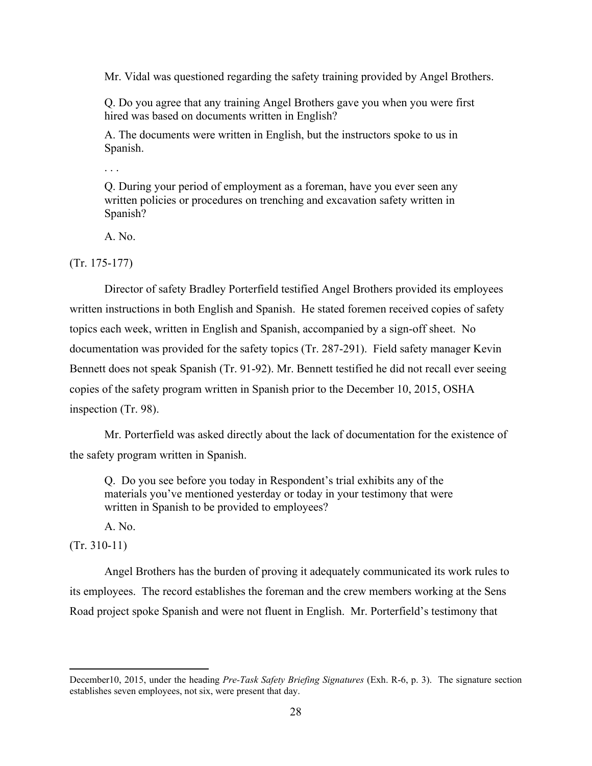Mr. Vidal was questioned regarding the safety training provided by Angel Brothers.

> Q. Do you agree that any training Angel Brothers gave you when you were first hired was based on documents written in English?
>
> A. The documents were written in English, but the instructors spoke to us in Spanish.
>
> . . .
>
> Q. During your period of employment as a foreman, have you ever seen any written policies or procedures on trenching and excavation safety written in Spanish?
>
> A. No.

(Tr. 175-177)

Director of safety Bradley Porterfield testified Angel Brothers provided its employees written instructions in both English and Spanish. He stated foremen received copies of safety topics each week, written in English and Spanish, accompanied by a sign-off sheet. No documentation was provided for the safety topics (Tr. 287-291). Field safety manager Kevin Bennett does not speak Spanish (Tr. 91-92). Mr. Bennett testified he did not recall ever seeing copies of the safety program written in Spanish prior to the December 10, 2015, OSHA inspection (Tr. 98).

Mr. Porterfield was asked directly about the lack of documentation for the existence of the safety program written in Spanish.

> Q. Do you see before you today in Respondent's trial exhibits any of the materials you've mentioned yesterday or today in your testimony that were written in Spanish to be provided to employees?
>
> A. No.

(Tr. 310-11)

Angel Brothers has the burden of proving it adequately communicated its work rules to its employees. The record establishes the foreman and the crew members working at the Sens Road project spoke Spanish and were not fluent in English. Mr. Porterfield's testimony that

---

December10, 2015, under the heading *Pre-Task Safety Briefing Signatures* (Exh. R-6, p. 3). The signature section establishes seven employees, not six, were present that day.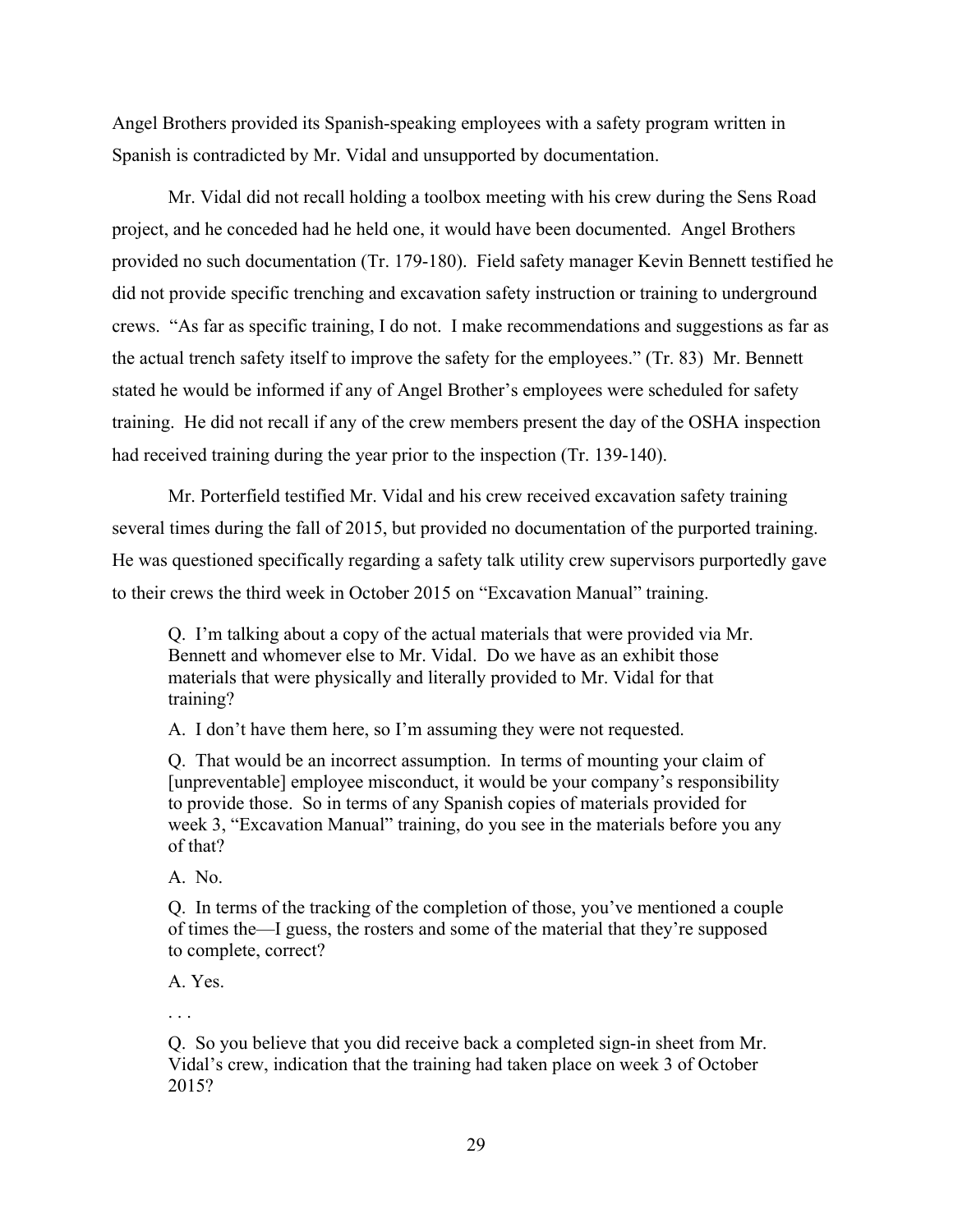Angel Brothers provided its Spanish-speaking employees with a safety program written in Spanish is contradicted by Mr. Vidal and unsupported by documentation.

Mr. Vidal did not recall holding a toolbox meeting with his crew during the Sens Road project, and he conceded had he held one, it would have been documented. Angel Brothers provided no such documentation (Tr. 179-180). Field safety manager Kevin Bennett testified he did not provide specific trenching and excavation safety instruction or training to underground crews. "As far as specific training, I do not. I make recommendations and suggestions as far as the actual trench safety itself to improve the safety for the employees." (Tr. 83) Mr. Bennett stated he would be informed if any of Angel Brother's employees were scheduled for safety training. He did not recall if any of the crew members present the day of the OSHA inspection had received training during the year prior to the inspection (Tr. 139-140).

Mr. Porterfield testified Mr. Vidal and his crew received excavation safety training several times during the fall of 2015, but provided no documentation of the purported training. He was questioned specifically regarding a safety talk utility crew supervisors purportedly gave to their crews the third week in October 2015 on "Excavation Manual" training.

> Q. I'm talking about a copy of the actual materials that were provided via Mr. Bennett and whomever else to Mr. Vidal. Do we have as an exhibit those materials that were physically and literally provided to Mr. Vidal for that training?
>
> A. I don't have them here, so I'm assuming they were not requested.
>
> Q. That would be an incorrect assumption. In terms of mounting your claim of [unpreventable] employee misconduct, it would be your company's responsibility to provide those. So in terms of any Spanish copies of materials provided for week 3, "Excavation Manual" training, do you see in the materials before you any of that?
>
> A. No.
>
> Q. In terms of the tracking of the completion of those, you've mentioned a couple of times the—I guess, the rosters and some of the material that they're supposed to complete, correct?
>
> A. Yes.
>
> . . .
>
> Q. So you believe that you did receive back a completed sign-in sheet from Mr. Vidal's crew, indication that the training had taken place on week 3 of October 2015?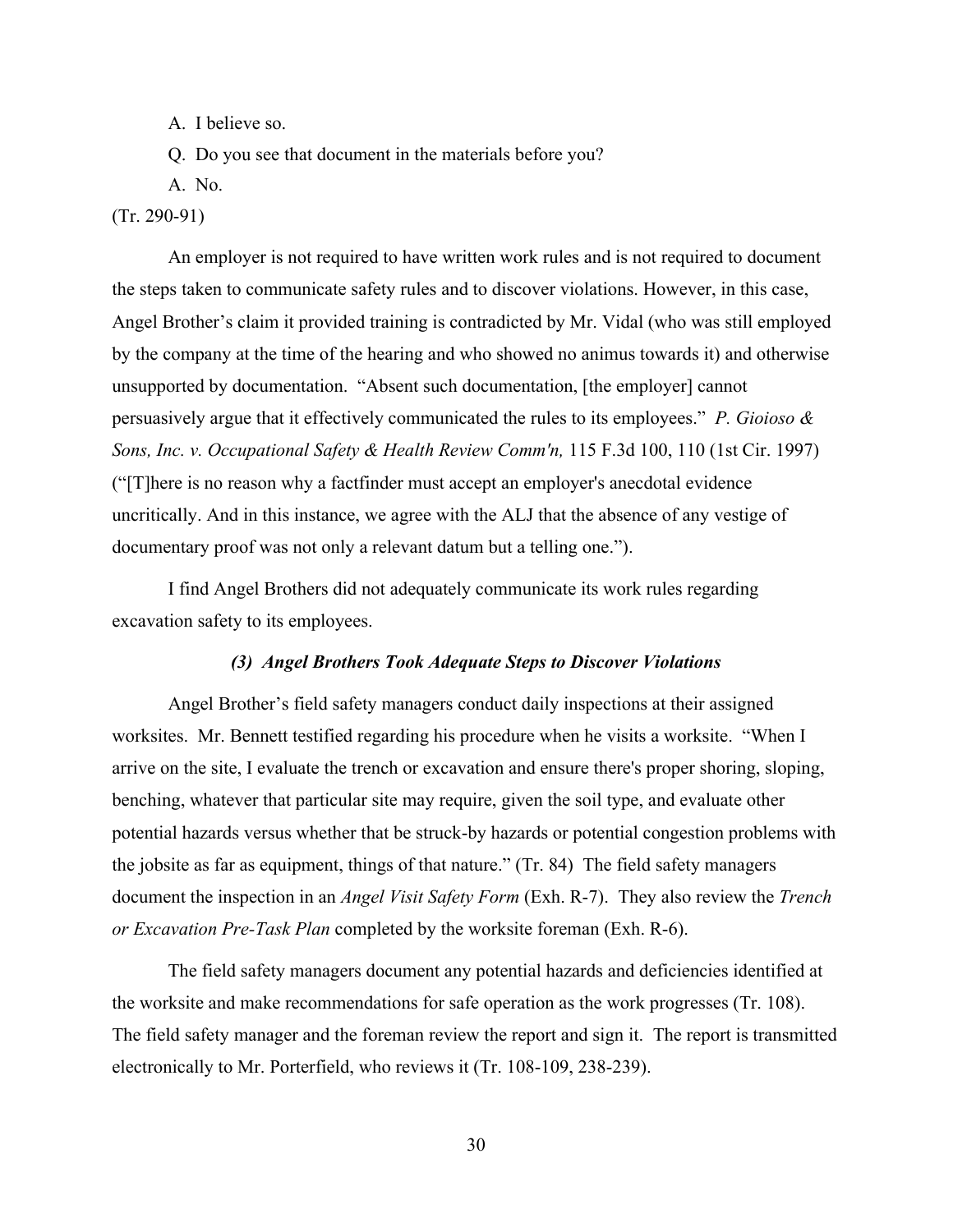A. I believe so.

Q. Do you see that document in the materials before you?

A. No.

(Tr. 290-91)

An employer is not required to have written work rules and is not required to document the steps taken to communicate safety rules and to discover violations. However, in this case, Angel Brother's claim it provided training is contradicted by Mr. Vidal (who was still employed by the company at the time of the hearing and who showed no animus towards it) and otherwise unsupported by documentation. "Absent such documentation, [the employer] cannot persuasively argue that it effectively communicated the rules to its employees." *P. Gioioso & Sons, Inc. v. Occupational Safety & Health Review Comm'n,* 115 F.3d 100, 110 (1st Cir. 1997) ("[T]here is no reason why a factfinder must accept an employer's anecdotal evidence uncritically. And in this instance, we agree with the ALJ that the absence of any vestige of documentary proof was not only a relevant datum but a telling one.").

I find Angel Brothers did not adequately communicate its work rules regarding excavation safety to its employees.

### *(3) Angel Brothers Took Adequate Steps to Discover Violations*

Angel Brother's field safety managers conduct daily inspections at their assigned worksites. Mr. Bennett testified regarding his procedure when he visits a worksite. "When I arrive on the site, I evaluate the trench or excavation and ensure there's proper shoring, sloping, benching, whatever that particular site may require, given the soil type, and evaluate other potential hazards versus whether that be struck-by hazards or potential congestion problems with the jobsite as far as equipment, things of that nature." (Tr. 84) The field safety managers document the inspection in an *Angel Visit Safety Form* (Exh. R-7). They also review the *Trench or Excavation Pre-Task Plan* completed by the worksite foreman (Exh. R-6).

The field safety managers document any potential hazards and deficiencies identified at the worksite and make recommendations for safe operation as the work progresses (Tr. 108). The field safety manager and the foreman review the report and sign it. The report is transmitted electronically to Mr. Porterfield, who reviews it (Tr. 108-109, 238-239).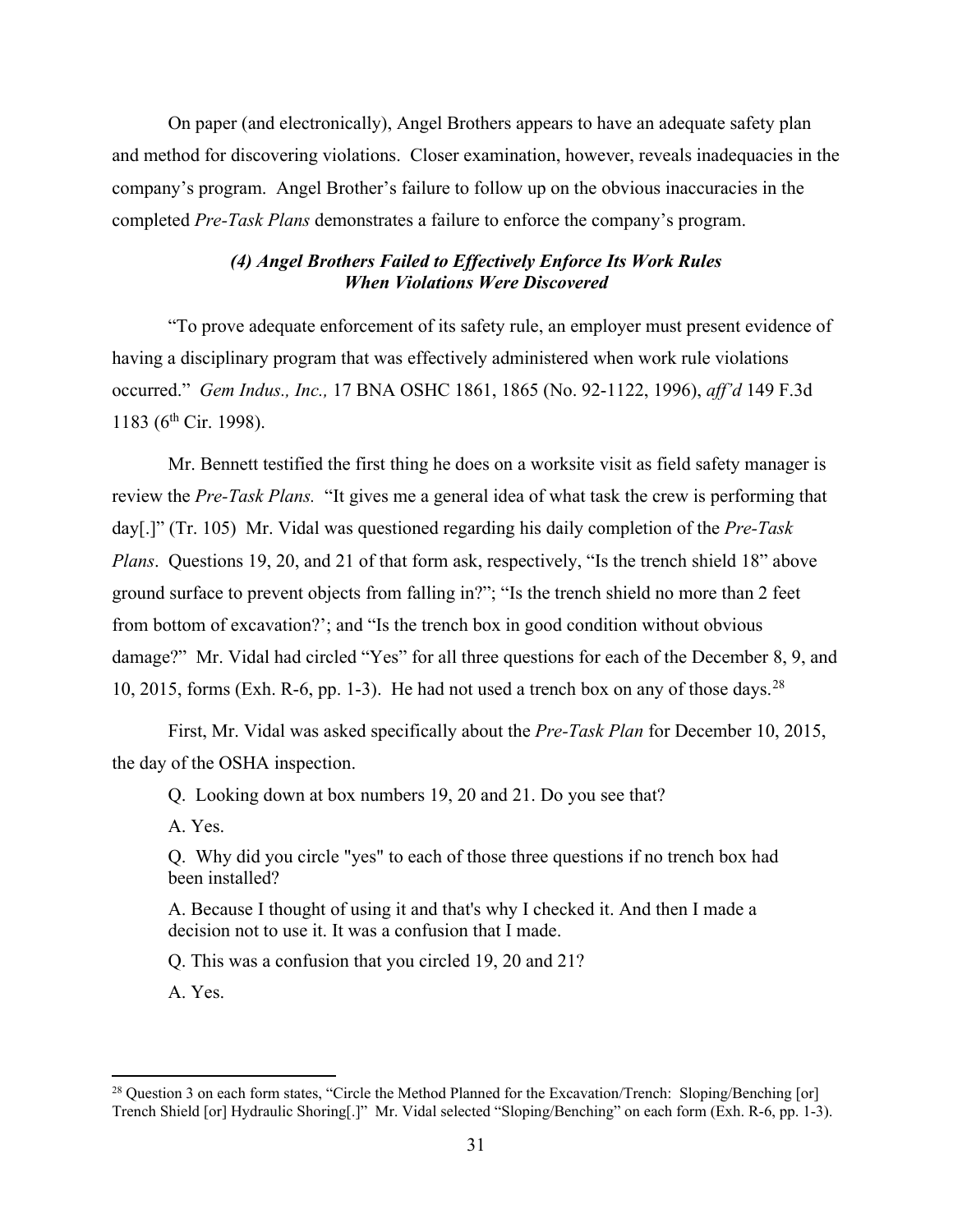On paper (and electronically), Angel Brothers appears to have an adequate safety plan and method for discovering violations. Closer examination, however, reveals inadequacies in the company's program. Angel Brother's failure to follow up on the obvious inaccuracies in the completed *Pre-Task Plans* demonstrates a failure to enforce the company's program.

### *(4) Angel Brothers Failed to Effectively Enforce Its Work Rules When Violations Were Discovered*

"To prove adequate enforcement of its safety rule, an employer must present evidence of having a disciplinary program that was effectively administered when work rule violations occurred." *Gem Indus., Inc.,* 17 BNA OSHC 1861, 1865 (No. 92-1122, 1996), *aff'd* 149 F.3d 1183 (6th Cir. 1998).

Mr. Bennett testified the first thing he does on a worksite visit as field safety manager is review the *Pre-Task Plans.* "It gives me a general idea of what task the crew is performing that day[.]" (Tr. 105) Mr. Vidal was questioned regarding his daily completion of the *Pre-Task Plans*. Questions 19, 20, and 21 of that form ask, respectively, "Is the trench shield 18" above ground surface to prevent objects from falling in?"; "Is the trench shield no more than 2 feet from bottom of excavation?'; and "Is the trench box in good condition without obvious damage?" Mr. Vidal had circled "Yes" for all three questions for each of the December 8, 9, and 10, 2015, forms (Exh. R-6, pp. 1-3). He had not used a trench box on any of those days.[28]

First, Mr. Vidal was asked specifically about the *Pre-Task Plan* for December 10, 2015, the day of the OSHA inspection.

> Q. Looking down at box numbers 19, 20 and 21. Do you see that?
>
> A. Yes.
>
> Q. Why did you circle "yes" to each of those three questions if no trench box had been installed?
>
> A. Because I thought of using it and that's why I checked it. And then I made a decision not to use it. It was a confusion that I made.
>
> Q. This was a confusion that you circled 19, 20 and 21?
>
> A. Yes.

[28] Question 3 on each form states, "Circle the Method Planned for the Excavation/Trench: Sloping/Benching [or] Trench Shield [or] Hydraulic Shoring[.]" Mr. Vidal selected "Sloping/Benching" on each form (Exh. R-6, pp. 1-3).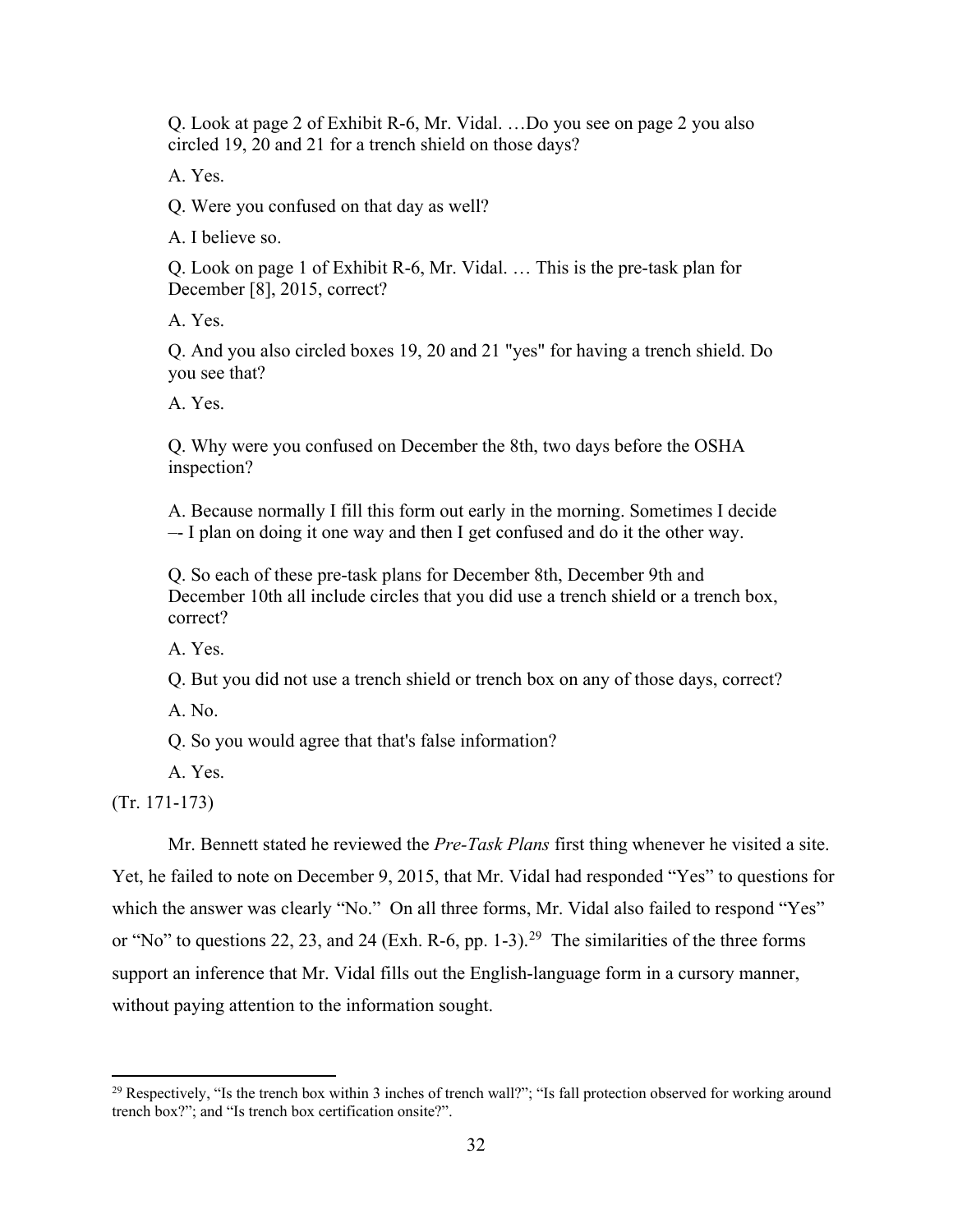Q. Look at page 2 of Exhibit R-6, Mr. Vidal. …Do you see on page 2 you also circled 19, 20 and 21 for a trench shield on those days?

A. Yes.

Q. Were you confused on that day as well?

A. I believe so.

Q. Look on page 1 of Exhibit R-6, Mr. Vidal. … This is the pre-task plan for December [8], 2015, correct?

A. Yes.

Q. And you also circled boxes 19, 20 and 21 "yes" for having a trench shield. Do you see that?

A. Yes.

Q. Why were you confused on December the 8th, two days before the OSHA inspection?

A. Because normally I fill this form out early in the morning. Sometimes I decide –- I plan on doing it one way and then I get confused and do it the other way.

Q. So each of these pre-task plans for December 8th, December 9th and December 10th all include circles that you did use a trench shield or a trench box, correct?

A. Yes.

Q. But you did not use a trench shield or trench box on any of those days, correct?

A. No.

Q. So you would agree that that's false information?

A. Yes.

(Tr. 171-173)

Mr. Bennett stated he reviewed the *Pre-Task Plans* first thing whenever he visited a site. Yet, he failed to note on December 9, 2015, that Mr. Vidal had responded "Yes" to questions for which the answer was clearly "No." On all three forms, Mr. Vidal also failed to respond "Yes" or "No" to questions 22, 23, and 24 (Exh. R-6, pp. 1-3).[29] The similarities of the three forms support an inference that Mr. Vidal fills out the English-language form in a cursory manner, without paying attention to the information sought.

[29] Respectively, "Is the trench box within 3 inches of trench wall?"; "Is fall protection observed for working around trench box?"; and "Is trench box certification onsite?".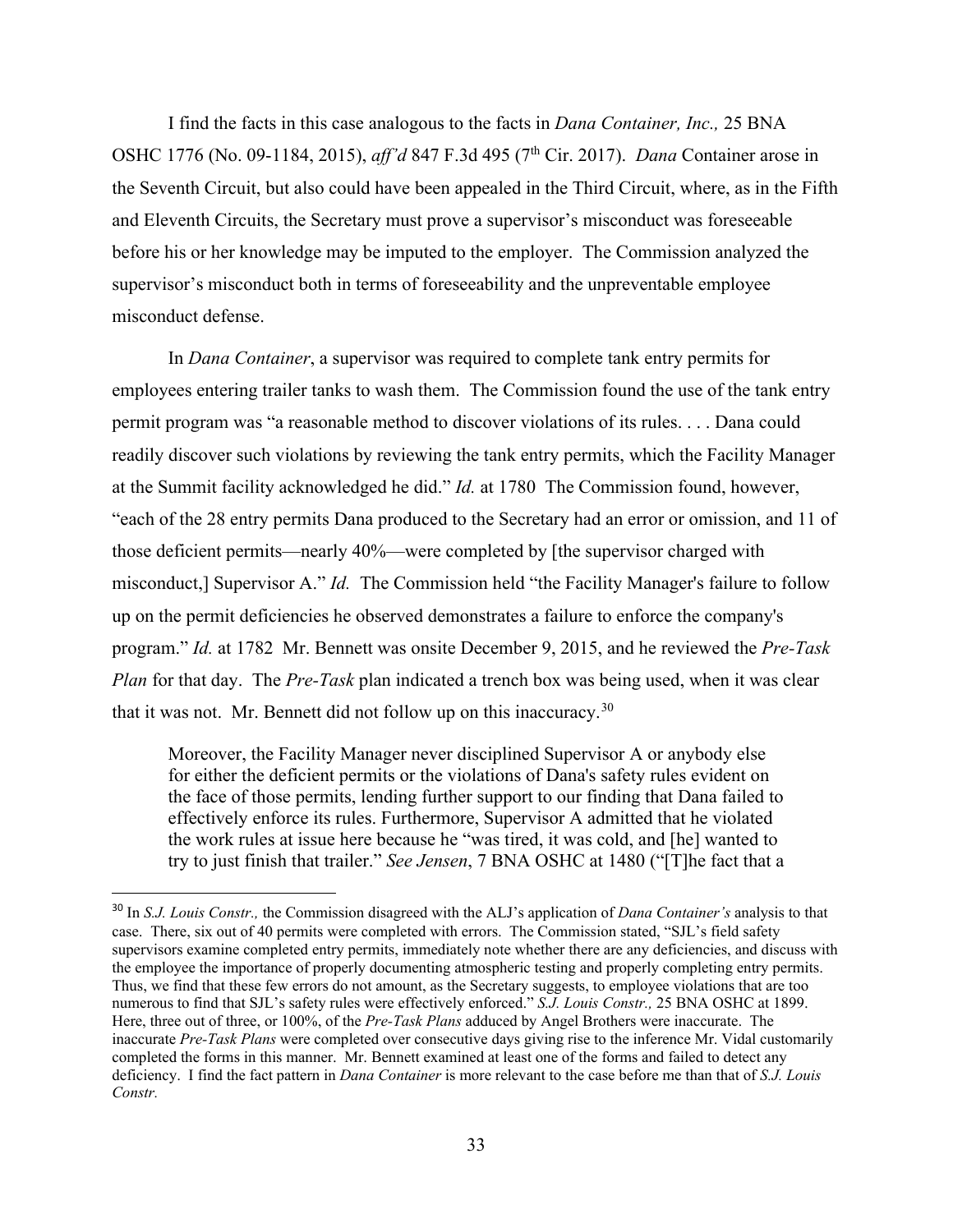I find the facts in this case analogous to the facts in *Dana Container, Inc.,* 25 BNA OSHC 1776 (No. 09-1184, 2015), *aff'd* 847 F.3d 495 (7th Cir. 2017). *Dana* Container arose in the Seventh Circuit, but also could have been appealed in the Third Circuit, where, as in the Fifth and Eleventh Circuits, the Secretary must prove a supervisor's misconduct was foreseeable before his or her knowledge may be imputed to the employer. The Commission analyzed the supervisor's misconduct both in terms of foreseeability and the unpreventable employee misconduct defense.

In *Dana Container*, a supervisor was required to complete tank entry permits for employees entering trailer tanks to wash them. The Commission found the use of the tank entry permit program was "a reasonable method to discover violations of its rules. . . . Dana could readily discover such violations by reviewing the tank entry permits, which the Facility Manager at the Summit facility acknowledged he did." *Id.* at 1780 The Commission found, however, "each of the 28 entry permits Dana produced to the Secretary had an error or omission, and 11 of those deficient permits—nearly 40%—were completed by [the supervisor charged with misconduct,] Supervisor A." *Id.* The Commission held "the Facility Manager's failure to follow up on the permit deficiencies he observed demonstrates a failure to enforce the company's program." *Id.* at 1782 Mr. Bennett was onsite December 9, 2015, and he reviewed the *Pre-Task Plan* for that day. The *Pre-Task* plan indicated a trench box was being used, when it was clear that it was not. Mr. Bennett did not follow up on this inaccuracy.[30]

> Moreover, the Facility Manager never disciplined Supervisor A or anybody else for either the deficient permits or the violations of Dana's safety rules evident on the face of those permits, lending further support to our finding that Dana failed to effectively enforce its rules. Furthermore, Supervisor A admitted that he violated the work rules at issue here because he "was tired, it was cold, and [he] wanted to try to just finish that trailer." *See Jensen*, 7 BNA OSHC at 1480 ("[T]he fact that a

[30] In *S.J. Louis Constr.,* the Commission disagreed with the ALJ's application of *Dana Container's* analysis to that case. There, six out of 40 permits were completed with errors. The Commission stated, "SJL's field safety supervisors examine completed entry permits, immediately note whether there are any deficiencies, and discuss with the employee the importance of properly documenting atmospheric testing and properly completing entry permits. Thus, we find that these few errors do not amount, as the Secretary suggests, to employee violations that are too numerous to find that SJL's safety rules were effectively enforced." *S.J. Louis Constr.,* 25 BNA OSHC at 1899. Here, three out of three, or 100%, of the *Pre-Task Plans* adduced by Angel Brothers were inaccurate. The inaccurate *Pre-Task Plans* were completed over consecutive days giving rise to the inference Mr. Vidal customarily completed the forms in this manner. Mr. Bennett examined at least one of the forms and failed to detect any deficiency. I find the fact pattern in *Dana Container* is more relevant to the case before me than that of *S.J. Louis Constr.*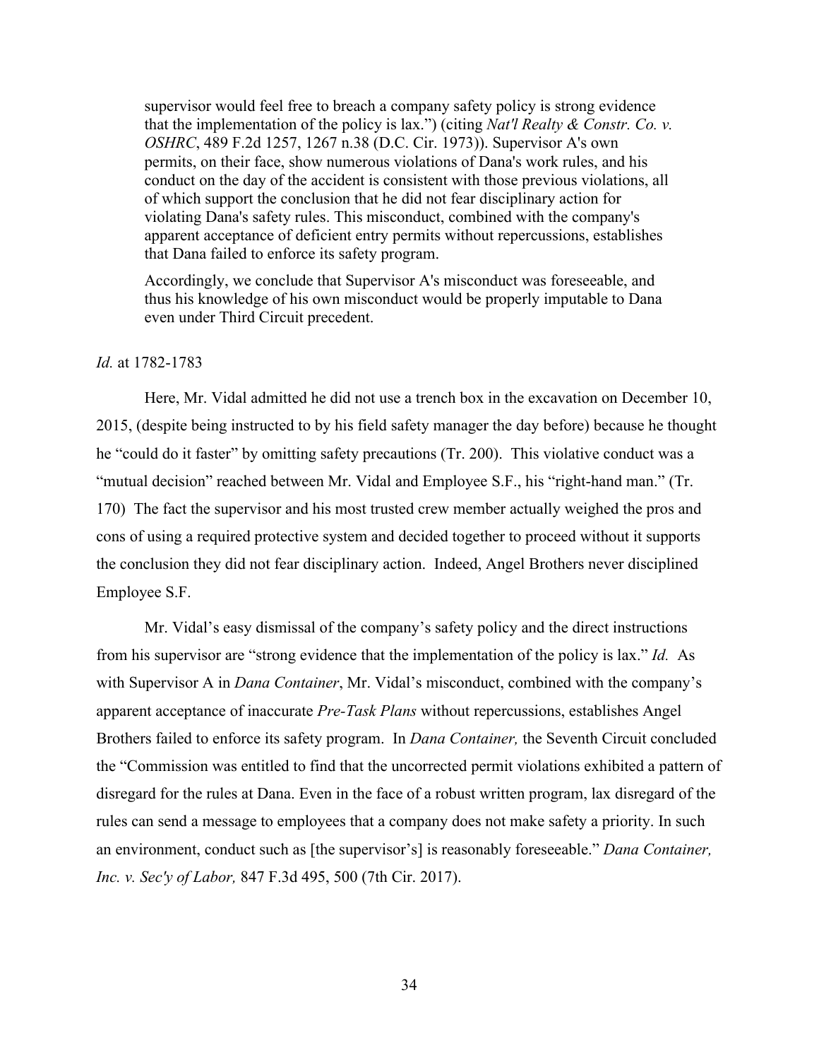> supervisor would feel free to breach a company safety policy is strong evidence that the implementation of the policy is lax.") (citing *Nat'l Realty & Constr. Co. v. OSHRC*, 489 F.2d 1257, 1267 n.38 (D.C. Cir. 1973)). Supervisor A's own permits, on their face, show numerous violations of Dana's work rules, and his conduct on the day of the accident is consistent with those previous violations, all of which support the conclusion that he did not fear disciplinary action for violating Dana's safety rules. This misconduct, combined with the company's apparent acceptance of deficient entry permits without repercussions, establishes that Dana failed to enforce its safety program.
>
> Accordingly, we conclude that Supervisor A's misconduct was foreseeable, and thus his knowledge of his own misconduct would be properly imputable to Dana even under Third Circuit precedent.

*Id.* at 1782-1783

Here, Mr. Vidal admitted he did not use a trench box in the excavation on December 10, 2015, (despite being instructed to by his field safety manager the day before) because he thought he "could do it faster" by omitting safety precautions (Tr. 200). This violative conduct was a "mutual decision" reached between Mr. Vidal and Employee S.F., his "right-hand man." (Tr. 170) The fact the supervisor and his most trusted crew member actually weighed the pros and cons of using a required protective system and decided together to proceed without it supports the conclusion they did not fear disciplinary action. Indeed, Angel Brothers never disciplined Employee S.F.

Mr. Vidal's easy dismissal of the company's safety policy and the direct instructions from his supervisor are "strong evidence that the implementation of the policy is lax." *Id.* As with Supervisor A in *Dana Container*, Mr. Vidal's misconduct, combined with the company's apparent acceptance of inaccurate *Pre-Task Plans* without repercussions, establishes Angel Brothers failed to enforce its safety program. In *Dana Container,* the Seventh Circuit concluded the "Commission was entitled to find that the uncorrected permit violations exhibited a pattern of disregard for the rules at Dana. Even in the face of a robust written program, lax disregard of the rules can send a message to employees that a company does not make safety a priority. In such an environment, conduct such as [the supervisor's] is reasonably foreseeable." *Dana Container, Inc. v. Sec'y of Labor,* 847 F.3d 495, 500 (7th Cir. 2017).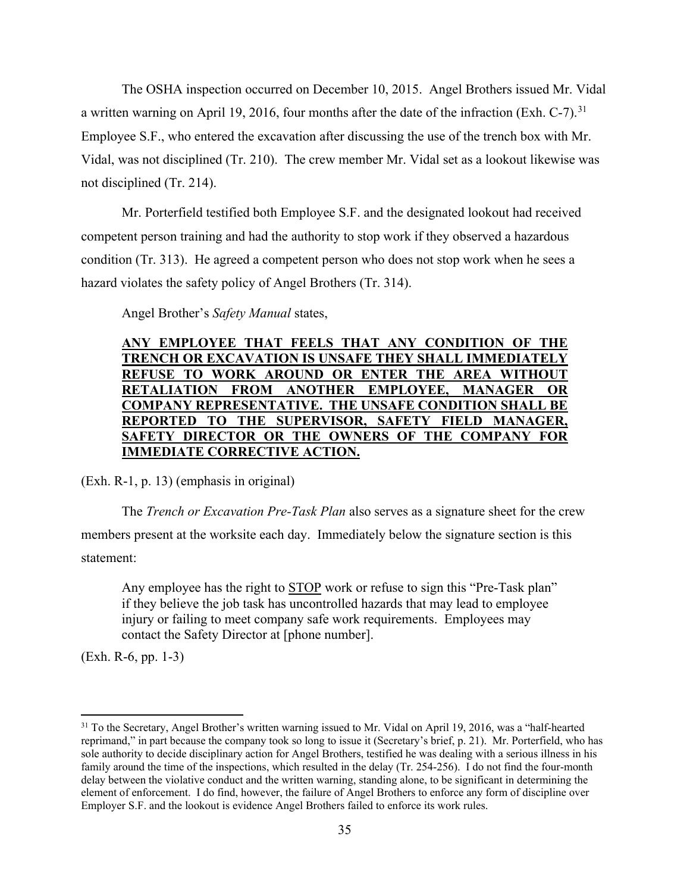The OSHA inspection occurred on December 10, 2015. Angel Brothers issued Mr. Vidal a written warning on April 19, 2016, four months after the date of the infraction (Exh. C-7).[31] Employee S.F., who entered the excavation after discussing the use of the trench box with Mr. Vidal, was not disciplined (Tr. 210). The crew member Mr. Vidal set as a lookout likewise was not disciplined (Tr. 214).

Mr. Porterfield testified both Employee S.F. and the designated lookout had received competent person training and had the authority to stop work if they observed a hazardous condition (Tr. 313). He agreed a competent person who does not stop work when he sees a hazard violates the safety policy of Angel Brothers (Tr. 314).

Angel Brother's *Safety Manual* states,

> **<u>ANY EMPLOYEE THAT FEELS THAT ANY CONDITION OF THE TRENCH OR EXCAVATION IS UNSAFE THEY SHALL IMMEDIATELY REFUSE TO WORK AROUND OR ENTER THE AREA WITHOUT RETALIATION FROM ANOTHER EMPLOYEE, MANAGER OR COMPANY REPRESENTATIVE. THE UNSAFE CONDITION SHALL BE REPORTED TO THE SUPERVISOR, SAFETY FIELD MANAGER, SAFETY DIRECTOR OR THE OWNERS OF THE COMPANY FOR IMMEDIATE CORRECTIVE ACTION.</u>**

(Exh. R-1, p. 13) (emphasis in original)

The *Trench or Excavation Pre-Task Plan* also serves as a signature sheet for the crew members present at the worksite each day. Immediately below the signature section is this statement:

> Any employee has the right to <u>STOP</u> work or refuse to sign this "Pre-Task plan" if they believe the job task has uncontrolled hazards that may lead to employee injury or failing to meet company safe work requirements. Employees may contact the Safety Director at [phone number].

(Exh. R-6, pp. 1-3)

---

[31] To the Secretary, Angel Brother's written warning issued to Mr. Vidal on April 19, 2016, was a "half-hearted reprimand," in part because the company took so long to issue it (Secretary's brief, p. 21). Mr. Porterfield, who has sole authority to decide disciplinary action for Angel Brothers, testified he was dealing with a serious illness in his family around the time of the inspections, which resulted in the delay (Tr. 254-256). I do not find the four-month delay between the violative conduct and the written warning, standing alone, to be significant in determining the element of enforcement. I do find, however, the failure of Angel Brothers to enforce any form of discipline over Employer S.F. and the lookout is evidence Angel Brothers failed to enforce its work rules.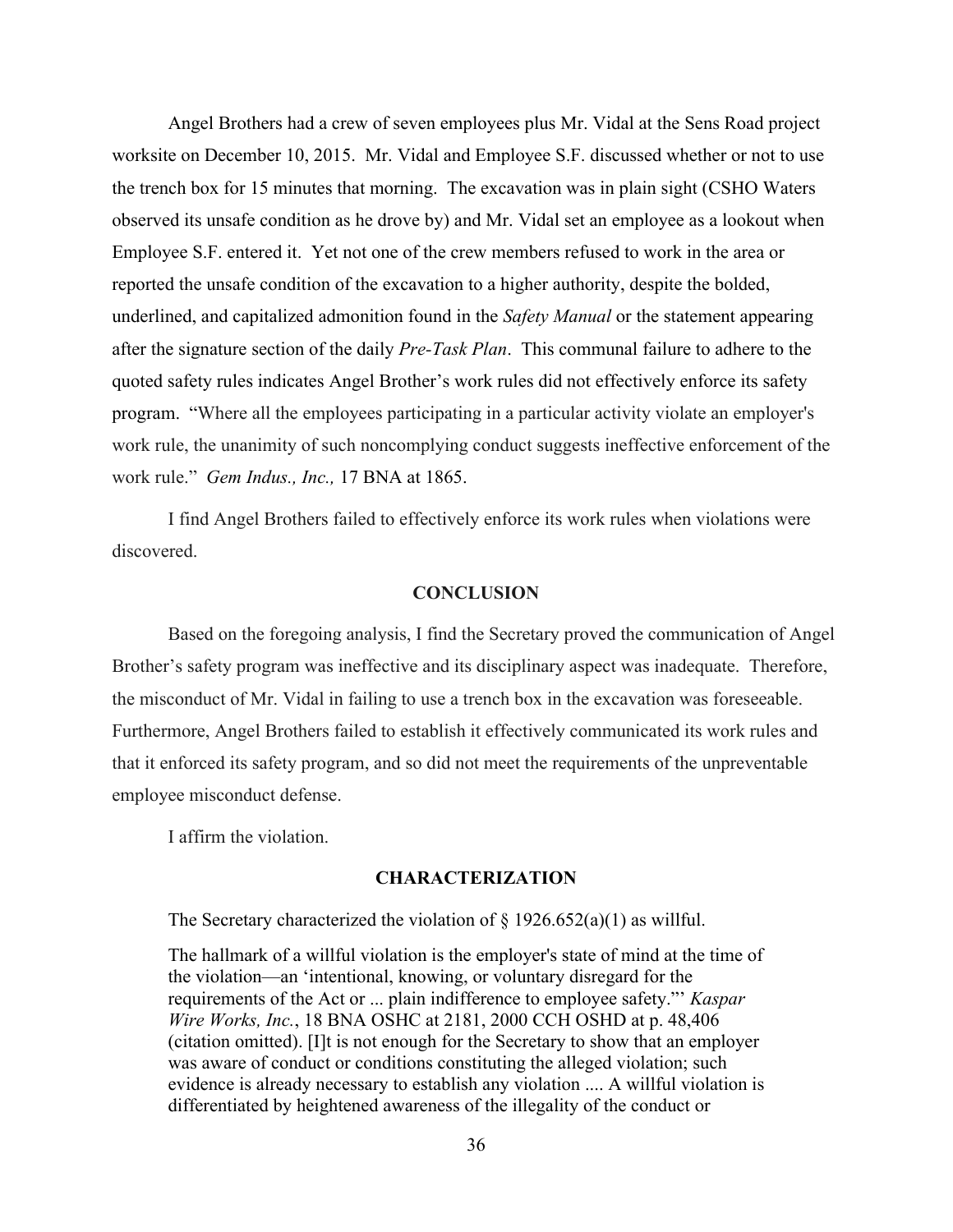Angel Brothers had a crew of seven employees plus Mr. Vidal at the Sens Road project worksite on December 10, 2015. Mr. Vidal and Employee S.F. discussed whether or not to use the trench box for 15 minutes that morning. The excavation was in plain sight (CSHO Waters observed its unsafe condition as he drove by) and Mr. Vidal set an employee as a lookout when Employee S.F. entered it. Yet not one of the crew members refused to work in the area or reported the unsafe condition of the excavation to a higher authority, despite the bolded, underlined, and capitalized admonition found in the *Safety Manual* or the statement appearing after the signature section of the daily *Pre-Task Plan*. This communal failure to adhere to the quoted safety rules indicates Angel Brother's work rules did not effectively enforce its safety program. "Where all the employees participating in a particular activity violate an employer's work rule, the unanimity of such noncomplying conduct suggests ineffective enforcement of the work rule." *Gem Indus., Inc.,* 17 BNA at 1865.

I find Angel Brothers failed to effectively enforce its work rules when violations were discovered.

## CONCLUSION

Based on the foregoing analysis, I find the Secretary proved the communication of Angel Brother's safety program was ineffective and its disciplinary aspect was inadequate. Therefore, the misconduct of Mr. Vidal in failing to use a trench box in the excavation was foreseeable. Furthermore, Angel Brothers failed to establish it effectively communicated its work rules and that it enforced its safety program, and so did not meet the requirements of the unpreventable employee misconduct defense.

I affirm the violation.

## CHARACTERIZATION

The Secretary characterized the violation of § 1926.652(a)(1) as willful.

> The hallmark of a willful violation is the employer's state of mind at the time of the violation—an 'intentional, knowing, or voluntary disregard for the requirements of the Act or ... plain indifference to employee safety."' *Kaspar Wire Works, Inc.*, 18 BNA OSHC at 2181, 2000 CCH OSHD at p. 48,406 (citation omitted). [I]t is not enough for the Secretary to show that an employer was aware of conduct or conditions constituting the alleged violation; such evidence is already necessary to establish any violation .... A willful violation is differentiated by heightened awareness of the illegality of the conduct or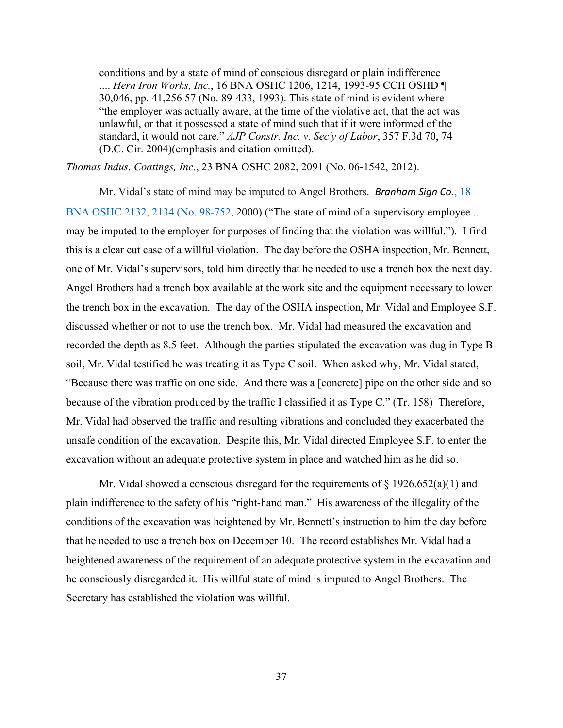> conditions and by a state of mind of conscious disregard or plain indifference .... *Hern Iron Works, Inc.*, 16 BNA OSHC 1206, 1214, 1993-95 CCH OSHD ¶ 30,046, pp. 41,256 57 (No. 89-433, 1993). This state of mind is evident where "the employer was actually aware, at the time of the violative act, that the act was unlawful, or that it possessed a state of mind such that if it were informed of the standard, it would not care." *AJP Constr. Inc. v. Sec'y of Labor*, 357 F.3d 70, 74 (D.C. Cir. 2004)(emphasis and citation omitted).

*Thomas Indus. Coatings, Inc.*, 23 BNA OSHC 2082, 2091 (No. 06-1542, 2012).

Mr. Vidal's state of mind may be imputed to Angel Brothers. *Branham Sign Co.*, 18 BNA OSHC 2132, 2134 (No. 98-752, 2000) ("The state of mind of a supervisory employee ... may be imputed to the employer for purposes of finding that the violation was willful."). I find this is a clear cut case of a willful violation. The day before the OSHA inspection, Mr. Bennett, one of Mr. Vidal's supervisors, told him directly that he needed to use a trench box the next day. Angel Brothers had a trench box available at the work site and the equipment necessary to lower the trench box in the excavation. The day of the OSHA inspection, Mr. Vidal and Employee S.F. discussed whether or not to use the trench box. Mr. Vidal had measured the excavation and recorded the depth as 8.5 feet. Although the parties stipulated the excavation was dug in Type B soil, Mr. Vidal testified he was treating it as Type C soil. When asked why, Mr. Vidal stated, "Because there was traffic on one side. And there was a [concrete] pipe on the other side and so because of the vibration produced by the traffic I classified it as Type C." (Tr. 158) Therefore, Mr. Vidal had observed the traffic and resulting vibrations and concluded they exacerbated the unsafe condition of the excavation. Despite this, Mr. Vidal directed Employee S.F. to enter the excavation without an adequate protective system in place and watched him as he did so.

Mr. Vidal showed a conscious disregard for the requirements of § 1926.652(a)(1) and plain indifference to the safety of his "right-hand man." His awareness of the illegality of the conditions of the excavation was heightened by Mr. Bennett's instruction to him the day before that he needed to use a trench box on December 10. The record establishes Mr. Vidal had a heightened awareness of the requirement of an adequate protective system in the excavation and he consciously disregarded it. His willful state of mind is imputed to Angel Brothers. The Secretary has established the violation was willful.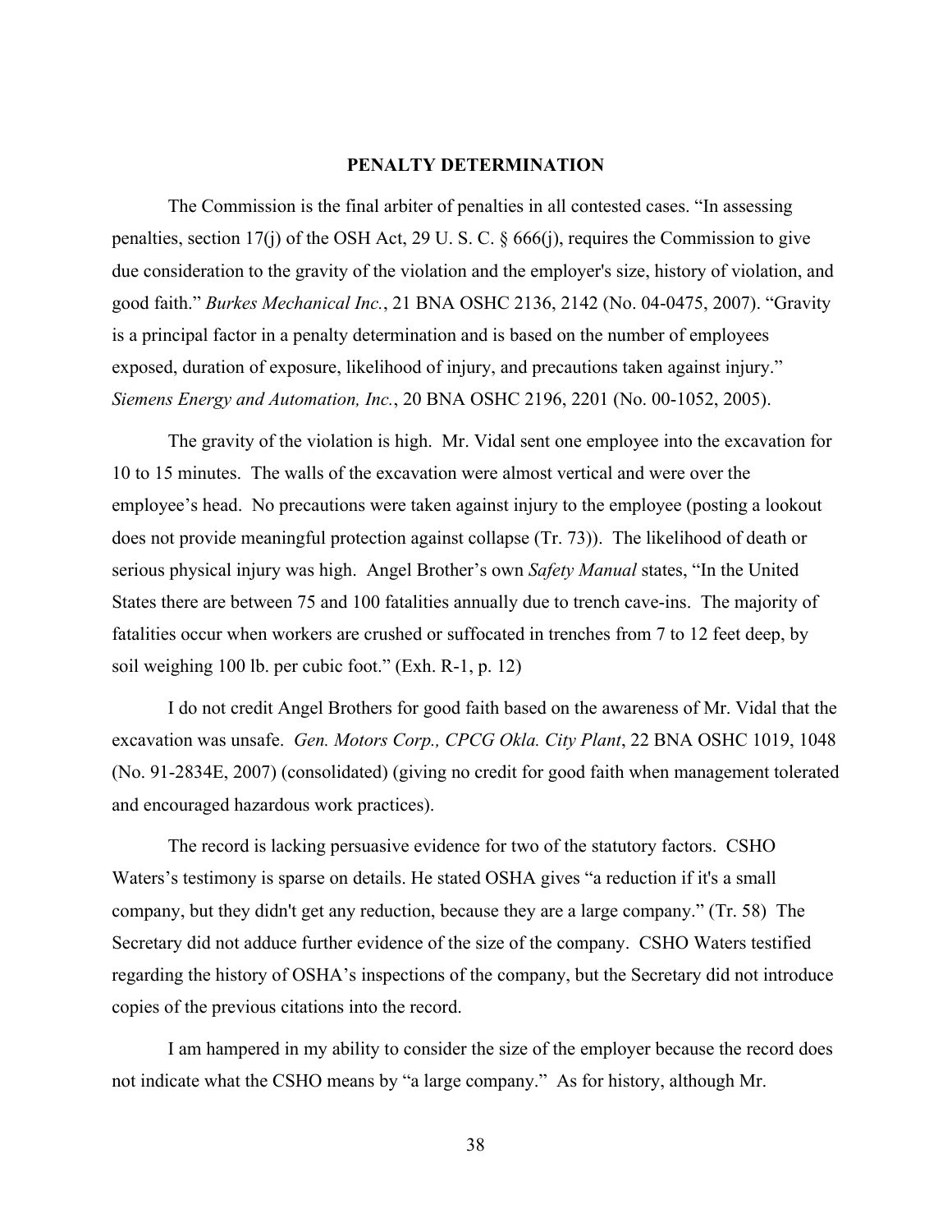## PENALTY DETERMINATION

The Commission is the final arbiter of penalties in all contested cases. "In assessing penalties, section 17(j) of the OSH Act, 29 U. S. C. § 666(j), requires the Commission to give due consideration to the gravity of the violation and the employer's size, history of violation, and good faith." *Burkes Mechanical Inc.*, 21 BNA OSHC 2136, 2142 (No. 04-0475, 2007). "Gravity is a principal factor in a penalty determination and is based on the number of employees exposed, duration of exposure, likelihood of injury, and precautions taken against injury." *Siemens Energy and Automation, Inc.*, 20 BNA OSHC 2196, 2201 (No. 00-1052, 2005).

The gravity of the violation is high. Mr. Vidal sent one employee into the excavation for 10 to 15 minutes. The walls of the excavation were almost vertical and were over the employee's head. No precautions were taken against injury to the employee (posting a lookout does not provide meaningful protection against collapse (Tr. 73)). The likelihood of death or serious physical injury was high. Angel Brother's own *Safety Manual* states, "In the United States there are between 75 and 100 fatalities annually due to trench cave-ins. The majority of fatalities occur when workers are crushed or suffocated in trenches from 7 to 12 feet deep, by soil weighing 100 lb. per cubic foot." (Exh. R-1, p. 12)

I do not credit Angel Brothers for good faith based on the awareness of Mr. Vidal that the excavation was unsafe. *Gen. Motors Corp., CPCG Okla. City Plant*, 22 BNA OSHC 1019, 1048 (No. 91-2834E, 2007) (consolidated) (giving no credit for good faith when management tolerated and encouraged hazardous work practices).

The record is lacking persuasive evidence for two of the statutory factors. CSHO Waters's testimony is sparse on details. He stated OSHA gives "a reduction if it's a small company, but they didn't get any reduction, because they are a large company." (Tr. 58) The Secretary did not adduce further evidence of the size of the company. CSHO Waters testified regarding the history of OSHA's inspections of the company, but the Secretary did not introduce copies of the previous citations into the record.

I am hampered in my ability to consider the size of the employer because the record does not indicate what the CSHO means by "a large company." As for history, although Mr.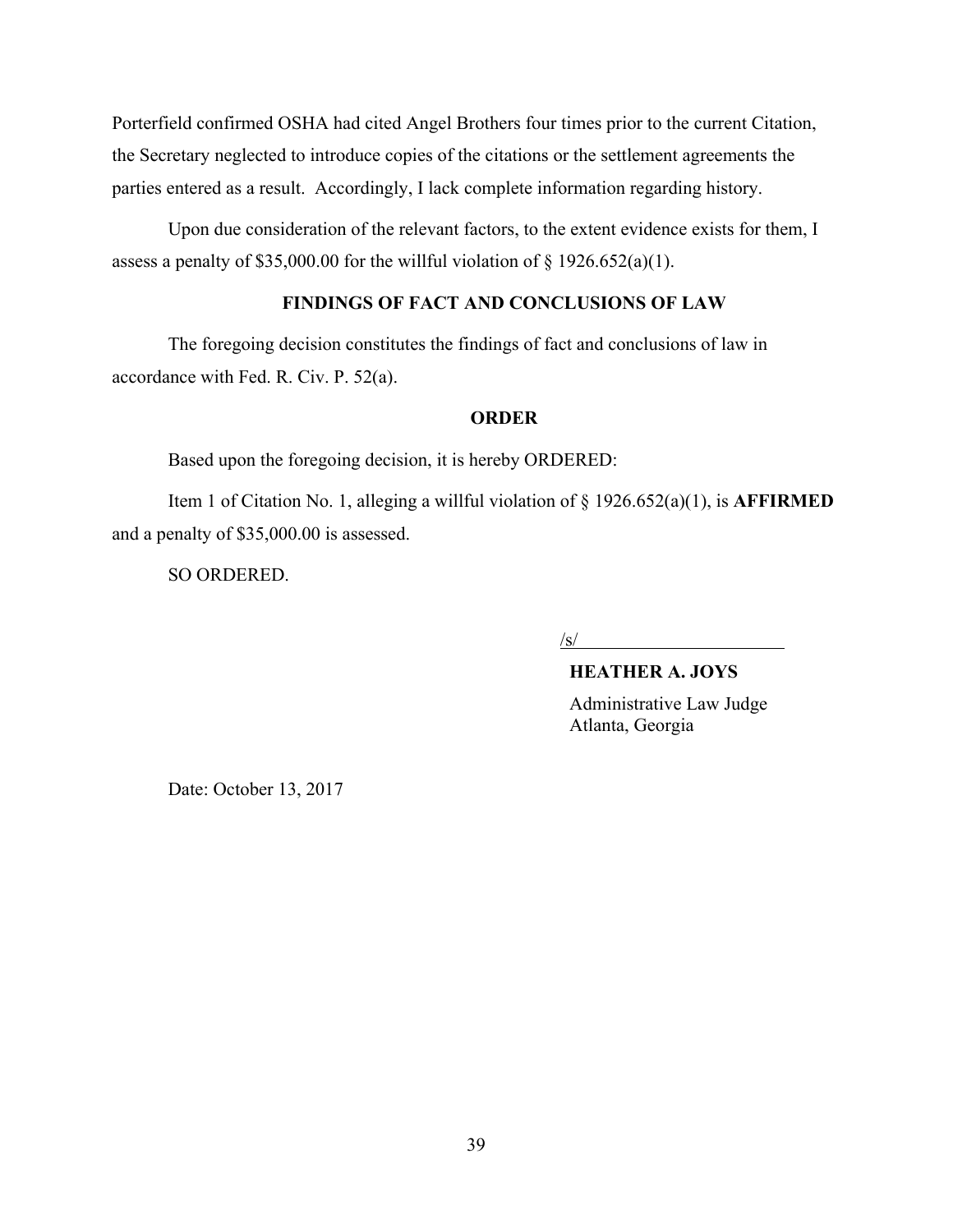Porterfield confirmed OSHA had cited Angel Brothers four times prior to the current Citation, the Secretary neglected to introduce copies of the citations or the settlement agreements the parties entered as a result. Accordingly, I lack complete information regarding history.

Upon due consideration of the relevant factors, to the extent evidence exists for them, I assess a penalty of $35,000.00 for the willful violation of § 1926.652(a)(1).

## FINDINGS OF FACT AND CONCLUSIONS OF LAW

The foregoing decision constitutes the findings of fact and conclusions of law in accordance with Fed. R. Civ. P. 52(a).

## ORDER

Based upon the foregoing decision, it is hereby ORDERED:

Item 1 of Citation No. 1, alleging a willful violation of § 1926.652(a)(1), is **AFFIRMED** and a penalty of $35,000.00 is assessed.

SO ORDERED.

/s/

**HEATHER A. JOYS**

Administrative Law Judge
Atlanta, Georgia

Date: October 13, 2017